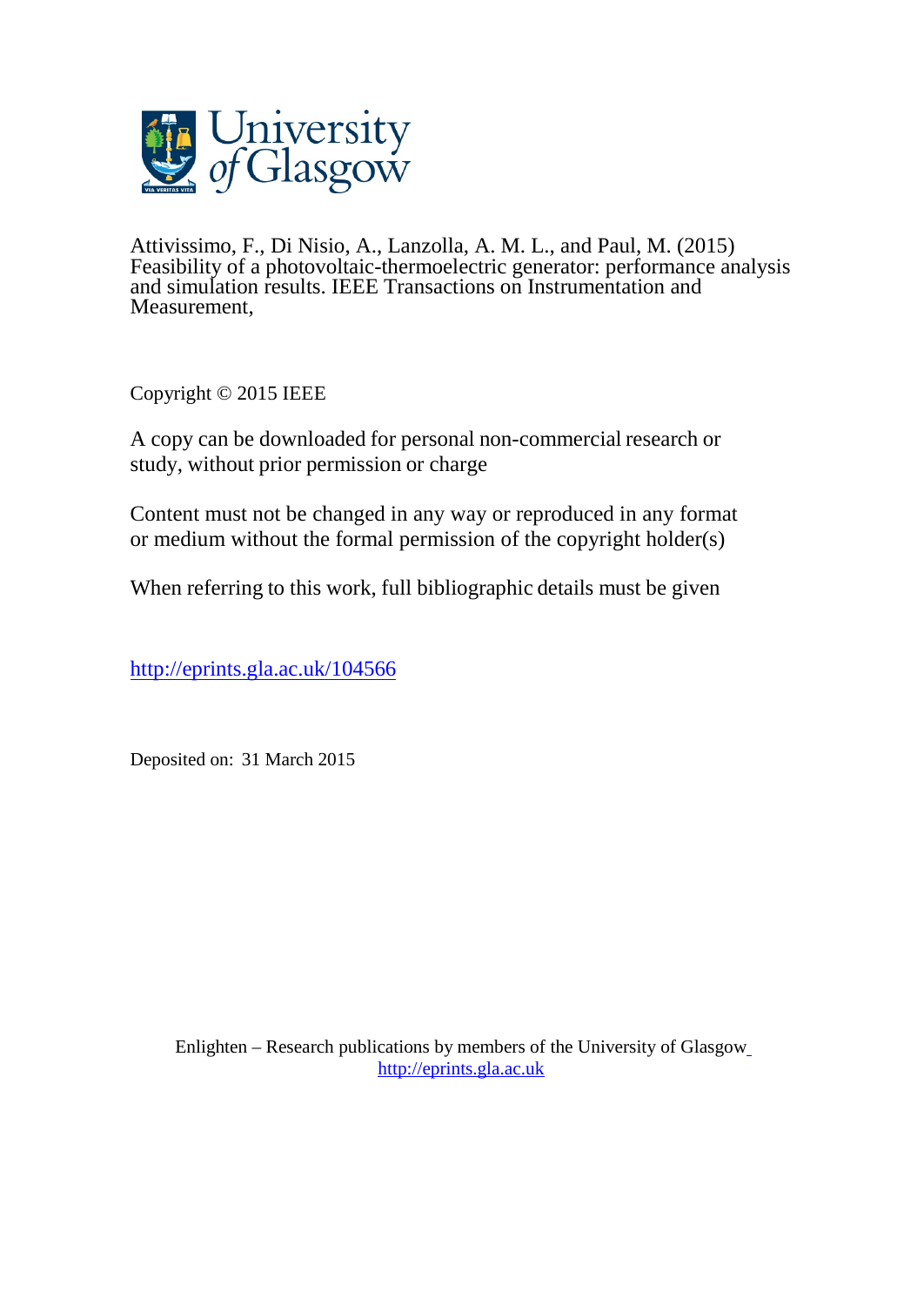Attivissimo, F., Di Nisio, A., Lanzolla, A. M. L., and Paul, M. (2015) Feasibility of a photovoltaic-thermoelectric generator: performance analysis and simulation results. IEEE Transactions on Instrumentation and Measurement,

Copyright © 2015 IEEE

A copy can be downloaded for personal non-commercial research or study, without prior permission or charge

Content must not be changed in any way or reproduced in any format or medium without the formal permission of the copyright holder(s)

When referring to this work, full bibliographic details must be given

http://eprints.gla.ac.uk/104566

Deposited on: 31 March 2015

Enlighten – Research publications by members of the University of Glasgow
http://eprints.gla.ac.uk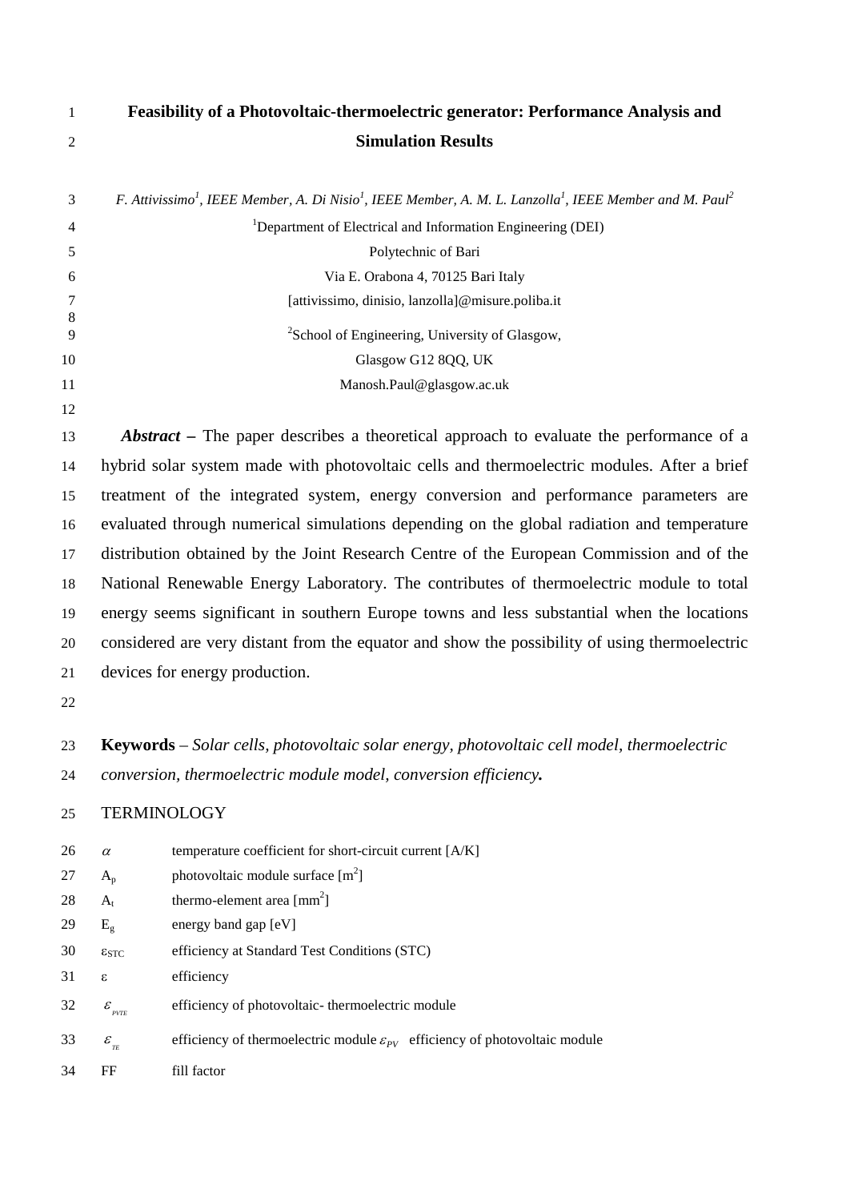# Feasibility of a Photovoltaic-thermoelectric generator: Performance Analysis and Simulation Results

*F. Attivissimo[1], IEEE Member, A. Di Nisio[1], IEEE Member, A. M. L. Lanzolla[1], IEEE Member and M. Paul[2]*

[1]Department of Electrical and Information Engineering (DEI)
Polytechnic of Bari
Via E. Orabona 4, 70125 Bari Italy
[attivissimo, dinisio, lanzolla]@misure.poliba.it

[2]School of Engineering, University of Glasgow,
Glasgow G12 8QQ, UK
Manosh.Paul@glasgow.ac.uk

***Abstract*** **–** The paper describes a theoretical approach to evaluate the performance of a hybrid solar system made with photovoltaic cells and thermoelectric modules. After a brief treatment of the integrated system, energy conversion and performance parameters are evaluated through numerical simulations depending on the global radiation and temperature distribution obtained by the Joint Research Centre of the European Commission and of the National Renewable Energy Laboratory. The contributes of thermoelectric module to total energy seems significant in southern Europe towns and less substantial when the locations considered are very distant from the equator and show the possibility of using thermoelectric devices for energy production.

**Keywords** – *Solar cells, photovoltaic solar energy, photovoltaic cell model, thermoelectric conversion, thermoelectric module model, conversion efficiency.*

## TERMINOLOGY

| | |
|---|---|
| $\alpha$ | temperature coefficient for short-circuit current [A/K] |
| $A_p$ | photovoltaic module surface [m$^2$] |
| $A_t$ | thermo-element area [mm$^2$] |
| $E_g$ | energy band gap [eV] |
| $\varepsilon_{STC}$ | efficiency at Standard Test Conditions (STC) |
| $\varepsilon$ | efficiency |
| $\varepsilon_{PVTE}$ | efficiency of photovoltaic- thermoelectric module |
| $\varepsilon_{TE}$ | efficiency of thermoelectric module |
| $\varepsilon_{PV}$ | efficiency of photovoltaic module |
| FF | fill factor |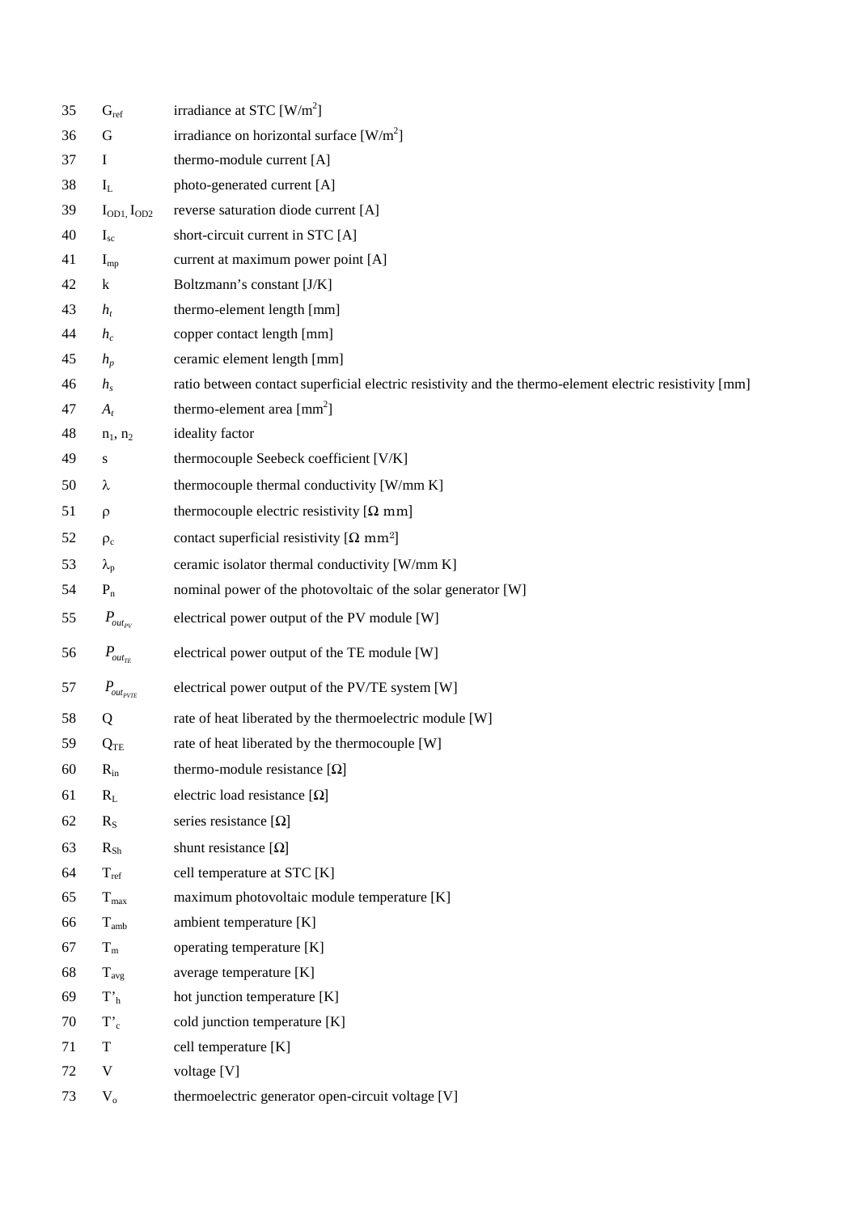| | | |
|---|---|---|
| 35 | $G_{ref}$ | irradiance at STC [W/m$^2$] |
| 36 | G | irradiance on horizontal surface [W/m$^2$] |
| 37 | I | thermo-module current [A] |
| 38 | $I_L$ | photo-generated current [A] |
| 39 | $I_{OD1}$, $I_{OD2}$ | reverse saturation diode current [A] |
| 40 | $I_{sc}$ | short-circuit current in STC [A] |
| 41 | $I_{mp}$ | current at maximum power point [A] |
| 42 | k | Boltzmann's constant [J/K] |
| 43 | $h_t$ | thermo-element length [mm] |
| 44 | $h_c$ | copper contact length [mm] |
| 45 | $h_p$ | ceramic element length [mm] |
| 46 | $h_s$ | ratio between contact superficial electric resistivity and the thermo-element electric resistivity [mm] |
| 47 | $A_t$ | thermo-element area [mm$^2$] |
| 48 | $n_1$, $n_2$ | ideality factor |
| 49 | s | thermocouple Seebeck coefficient [V/K] |
| 50 | $\lambda$ | thermocouple thermal conductivity [W/mm K] |
| 51 | $\rho$ | thermocouple electric resistivity [$\Omega$ mm] |
| 52 | $\rho_c$ | contact superficial resistivity [$\Omega$ mm$^2$] |
| 53 | $\lambda_p$ | ceramic isolator thermal conductivity [W/mm K] |
| 54 | $P_n$ | nominal power of the photovoltaic of the solar generator [W] |
| 55 | $P_{out_{PV}}$ | electrical power output of the PV module [W] |
| 56 | $P_{out_{TE}}$ | electrical power output of the TE module [W] |
| 57 | $P_{out_{PVTE}}$ | electrical power output of the PV/TE system [W] |
| 58 | Q | rate of heat liberated by the thermoelectric module [W] |
| 59 | $Q_{TE}$ | rate of heat liberated by the thermocouple [W] |
| 60 | $R_{in}$ | thermo-module resistance [$\Omega$] |
| 61 | $R_L$ | electric load resistance [$\Omega$] |
| 62 | $R_S$ | series resistance [$\Omega$] |
| 63 | $R_{Sh}$ | shunt resistance [$\Omega$] |
| 64 | $T_{ref}$ | cell temperature at STC [K] |
| 65 | $T_{max}$ | maximum photovoltaic module temperature [K] |
| 66 | $T_{amb}$ | ambient temperature [K] |
| 67 | $T_m$ | operating temperature [K] |
| 68 | $T_{avg}$ | average temperature [K] |
| 69 | $T'_h$ | hot junction temperature [K] |
| 70 | $T'_c$ | cold junction temperature [K] |
| 71 | T | cell temperature [K] |
| 72 | V | voltage [V] |
| 73 | $V_o$ | thermoelectric generator open-circuit voltage [V] |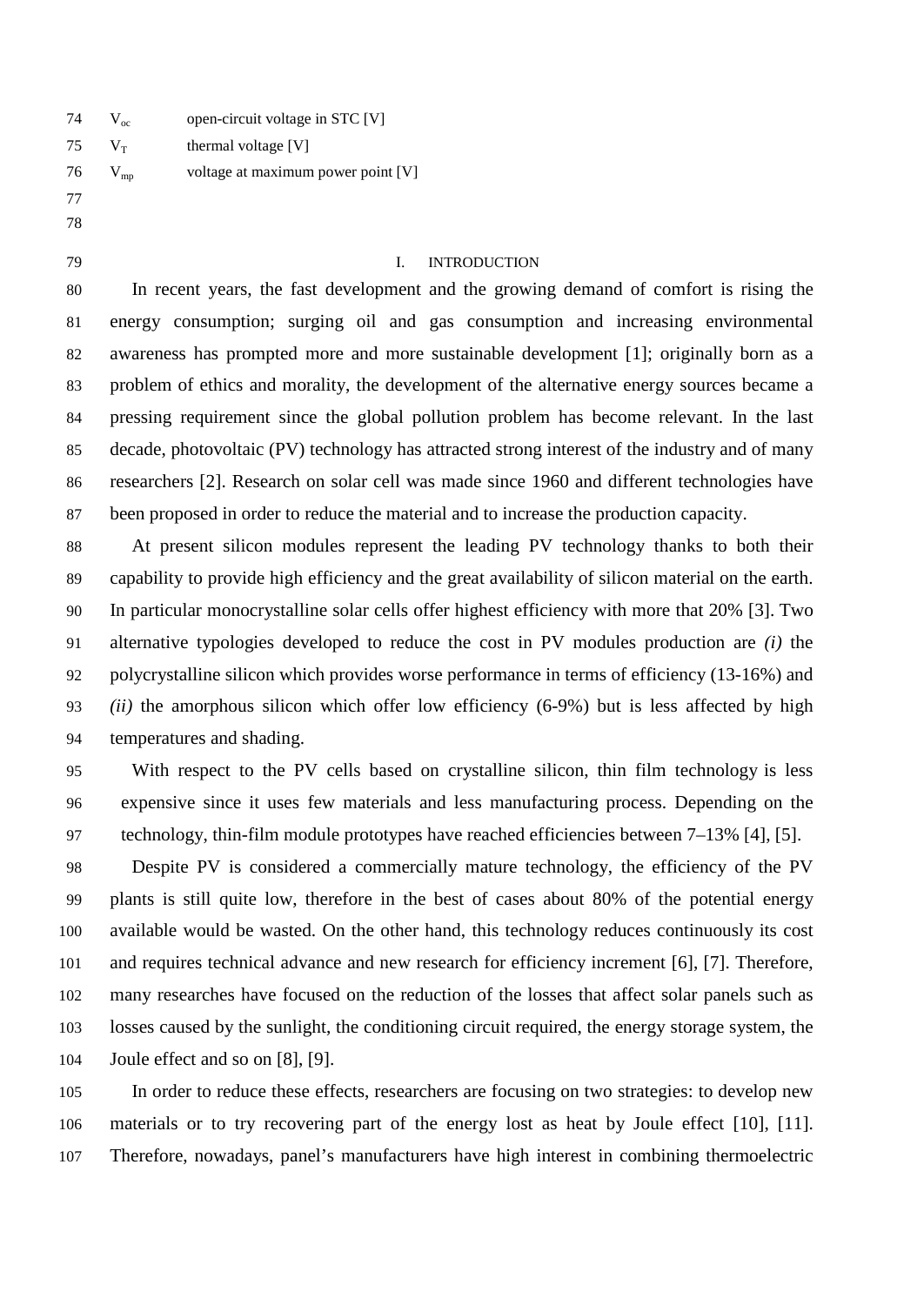| | |
|---|---|
| $V_{oc}$ | open-circuit voltage in STC [V] |
| $V_T$ | thermal voltage [V] |
| $V_{mp}$ | voltage at maximum power point [V] |

## I. INTRODUCTION

In recent years, the fast development and the growing demand of comfort is rising the energy consumption; surging oil and gas consumption and increasing environmental awareness has prompted more and more sustainable development [1]; originally born as a problem of ethics and morality, the development of the alternative energy sources became a pressing requirement since the global pollution problem has become relevant. In the last decade, photovoltaic (PV) technology has attracted strong interest of the industry and of many researchers [2]. Research on solar cell was made since 1960 and different technologies have been proposed in order to reduce the material and to increase the production capacity.

At present silicon modules represent the leading PV technology thanks to both their capability to provide high efficiency and the great availability of silicon material on the earth. In particular monocrystalline solar cells offer highest efficiency with more that 20% [3]. Two alternative typologies developed to reduce the cost in PV modules production are *(i)* the polycrystalline silicon which provides worse performance in terms of efficiency (13-16%) and *(ii)* the amorphous silicon which offer low efficiency (6-9%) but is less affected by high temperatures and shading.

With respect to the PV cells based on crystalline silicon, thin film technology is less expensive since it uses few materials and less manufacturing process. Depending on the technology, thin-film module prototypes have reached efficiencies between 7–13% [4], [5].

Despite PV is considered a commercially mature technology, the efficiency of the PV plants is still quite low, therefore in the best of cases about 80% of the potential energy available would be wasted. On the other hand, this technology reduces continuously its cost and requires technical advance and new research for efficiency increment [6], [7]. Therefore, many researches have focused on the reduction of the losses that affect solar panels such as losses caused by the sunlight, the conditioning circuit required, the energy storage system, the Joule effect and so on [8], [9].

In order to reduce these effects, researchers are focusing on two strategies: to develop new materials or to try recovering part of the energy lost as heat by Joule effect [10], [11]. Therefore, nowadays, panel's manufacturers have high interest in combining thermoelectric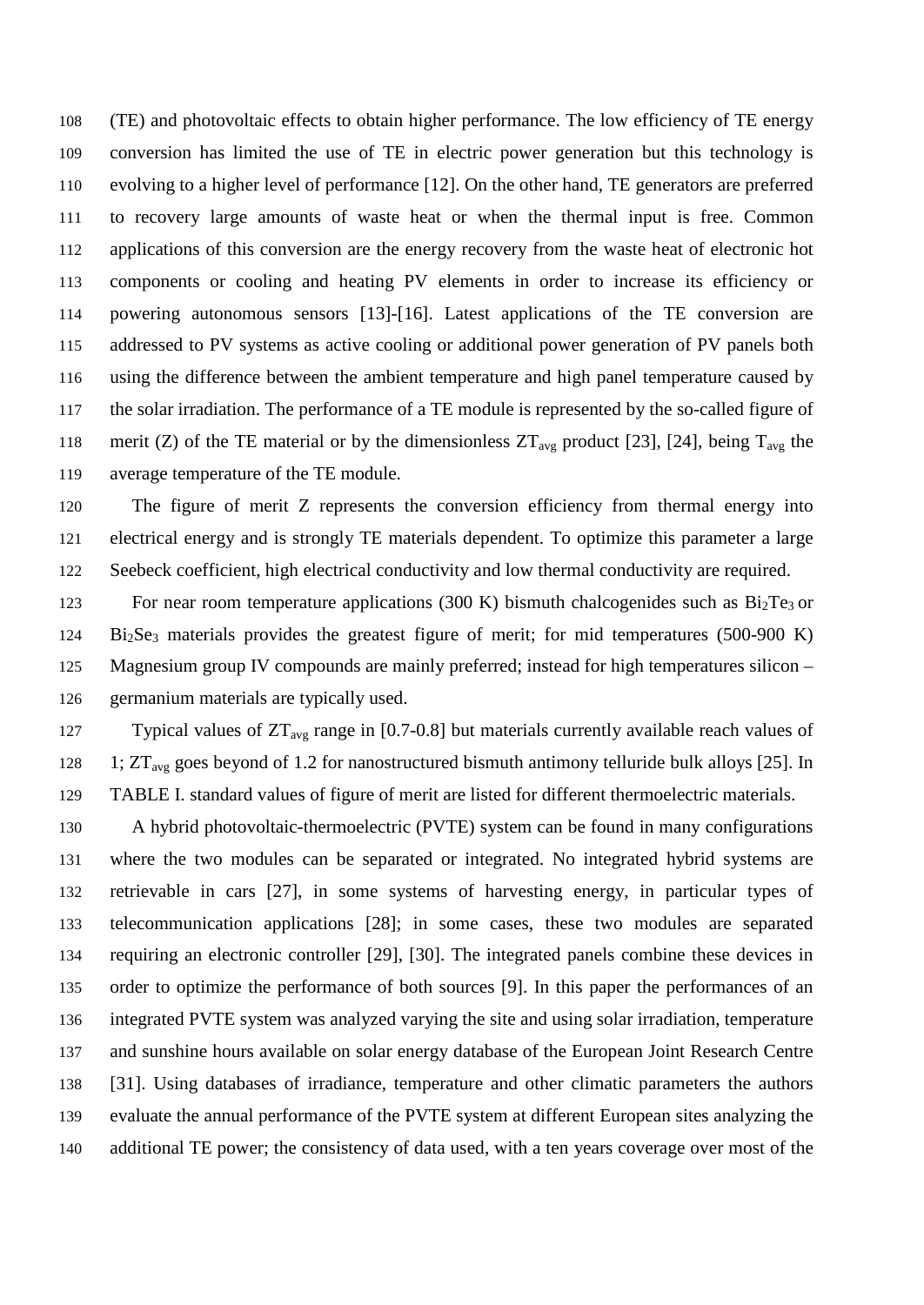(TE) and photovoltaic effects to obtain higher performance. The low efficiency of TE energy conversion has limited the use of TE in electric power generation but this technology is evolving to a higher level of performance [12]. On the other hand, TE generators are preferred to recovery large amounts of waste heat or when the thermal input is free. Common applications of this conversion are the energy recovery from the waste heat of electronic hot components or cooling and heating PV elements in order to increase its efficiency or powering autonomous sensors [13]-[16]. Latest applications of the TE conversion are addressed to PV systems as active cooling or additional power generation of PV panels both using the difference between the ambient temperature and high panel temperature caused by the solar irradiation. The performance of a TE module is represented by the so-called figure of merit (Z) of the TE material or by the dimensionless $ZT_{avg}$ product [23], [24], being $T_{avg}$ the average temperature of the TE module.

The figure of merit Z represents the conversion efficiency from thermal energy into electrical energy and is strongly TE materials dependent. To optimize this parameter a large Seebeck coefficient, high electrical conductivity and low thermal conductivity are required.

For near room temperature applications (300 K) bismuth chalcogenides such as $Bi_2Te_3$ or $Bi_2Se_3$ materials provides the greatest figure of merit; for mid temperatures (500-900 K) Magnesium group IV compounds are mainly preferred; instead for high temperatures silicon – germanium materials are typically used.

Typical values of $ZT_{avg}$ range in [0.7-0.8] but materials currently available reach values of 1; $ZT_{avg}$ goes beyond of 1.2 for nanostructured bismuth antimony telluride bulk alloys [25]. In TABLE I. standard values of figure of merit are listed for different thermoelectric materials.

A hybrid photovoltaic-thermoelectric (PVTE) system can be found in many configurations where the two modules can be separated or integrated. No integrated hybrid systems are retrievable in cars [27], in some systems of harvesting energy, in particular types of telecommunication applications [28]; in some cases, these two modules are separated requiring an electronic controller [29], [30]. The integrated panels combine these devices in order to optimize the performance of both sources [9]. In this paper the performances of an integrated PVTE system was analyzed varying the site and using solar irradiation, temperature and sunshine hours available on solar energy database of the European Joint Research Centre [31]. Using databases of irradiance, temperature and other climatic parameters the authors evaluate the annual performance of the PVTE system at different European sites analyzing the additional TE power; the consistency of data used, with a ten years coverage over most of the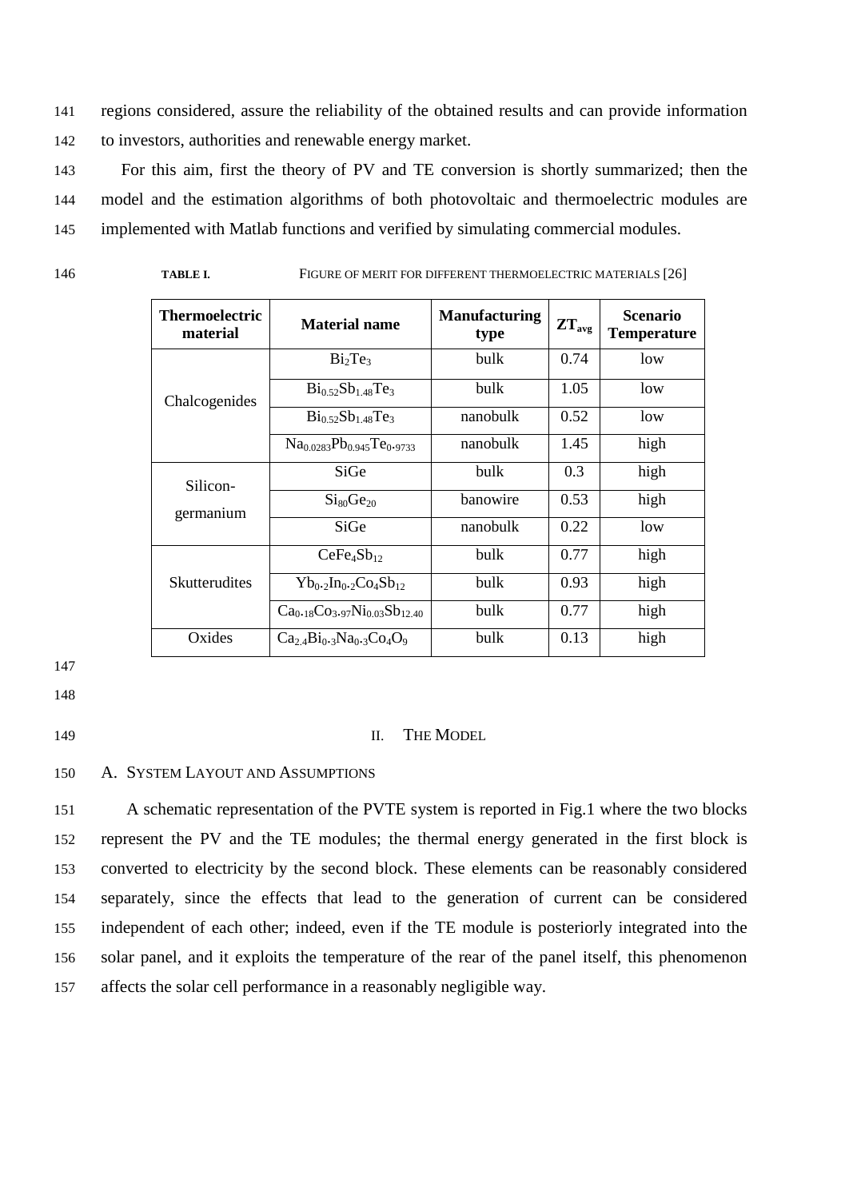regions considered, assure the reliability of the obtained results and can provide information to investors, authorities and renewable energy market.

For this aim, first the theory of PV and TE conversion is shortly summarized; then the model and the estimation algorithms of both photovoltaic and thermoelectric modules are implemented with Matlab functions and verified by simulating commercial modules.

**TABLE I.** FIGURE OF MERIT FOR DIFFERENT THERMOELECTRIC MATERIALS [26]

| Thermoelectric material | Material name | Manufacturing type | $ZT_{avg}$ | Scenario Temperature |
|---|---|---|---|---|
| Chalcogenides | $Bi_2Te_3$ | bulk | 0.74 | low |
| | $Bi_{0.52}Sb_{1.48}Te_3$ | bulk | 1.05 | low |
| | $Bi_{0.52}Sb_{1.48}Te_3$ | nanobulk | 0.52 | low |
| | $Na_{0.0283}Pb_{0.945}Te_{0.9733}$ | nanobulk | 1.45 | high |
| Silicon-germanium | SiGe | bulk | 0.3 | high |
| | $Si_{80}Ge_{20}$ | banowire | 0.53 | high |
| | SiGe | nanobulk | 0.22 | low |
| Skutterudites | $CeFe_4Sb_{12}$ | bulk | 0.77 | high |
| | $Yb_{0.2}In_{0.2}Co_4Sb_{12}$ | bulk | 0.93 | high |
| | $Ca_{0.18}Co_{3.97}Ni_{0.03}Sb_{12.40}$ | bulk | 0.77 | high |
| Oxides | $Ca_{2.4}Bi_{0.3}Na_{0.3}Co_4O_9$ | bulk | 0.13 | high |

## II. THE MODEL

### A. SYSTEM LAYOUT AND ASSUMPTIONS

A schematic representation of the PVTE system is reported in Fig.1 where the two blocks represent the PV and the TE modules; the thermal energy generated in the first block is converted to electricity by the second block. These elements can be reasonably considered separately, since the effects that lead to the generation of current can be considered independent of each other; indeed, even if the TE module is posteriorly integrated into the solar panel, and it exploits the temperature of the rear of the panel itself, this phenomenon affects the solar cell performance in a reasonably negligible way.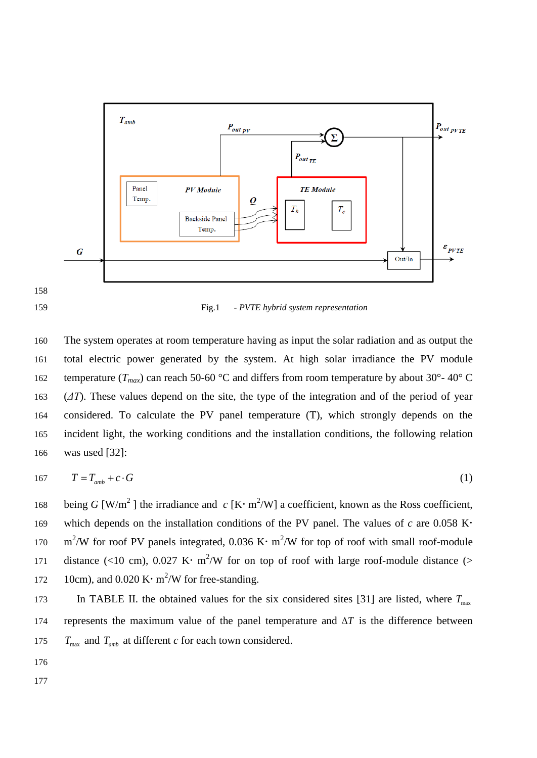Fig.1 - *PVTE hybrid system representation*

The system operates at room temperature having as input the solar radiation and as output the total electric power generated by the system. At high solar irradiance the PV module temperature ($T_{max}$) can reach 50-60 °C and differs from room temperature by about 30°- 40° C ($\Delta T$). These values depend on the site, the type of the integration and of the period of year considered. To calculate the PV panel temperature (T), which strongly depends on the incident light, the working conditions and the installation conditions, the following relation was used [32]:

$$T = T_{amb} + c \cdot G \tag{1}$$

being $G$ [W/m$^2$ ] the irradiance and $c$ [K· m$^2$/W] a coefficient, known as the Ross coefficient, which depends on the installation conditions of the PV panel. The values of $c$ are 0.058 K· m$^2$/W for roof PV panels integrated, 0.036 K· m$^2$/W for top of roof with small roof-module distance (<10 cm), 0.027 K· m$^2$/W for on top of roof with large roof-module distance (> 10cm), and 0.020 K· m$^2$/W for free-standing.

In TABLE II. the obtained values for the six considered sites [31] are listed, where $T_{max}$ represents the maximum value of the panel temperature and $\Delta T$ is the difference between $T_{max}$ and $T_{amb}$ at different $c$ for each town considered.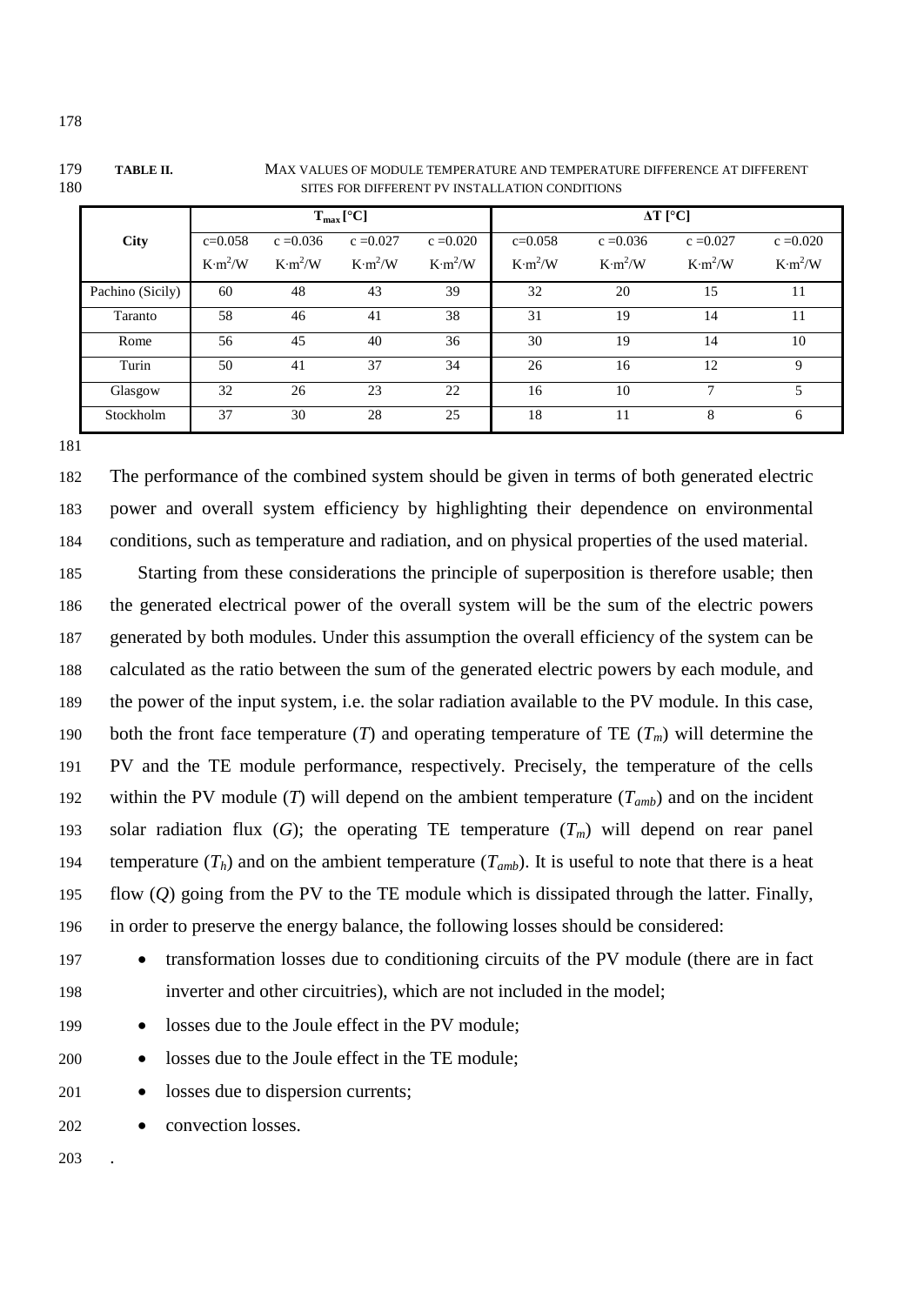**TABLE II.** MAX VALUES OF MODULE TEMPERATURE AND TEMPERATURE DIFFERENCE AT DIFFERENT SITES FOR DIFFERENT PV INSTALLATION CONDITIONS

| City | $T_{max}$ [°C] | | | | ΔT [°C] | | | |
|---|---|---|---|---|---|---|---|---|
| | c=0.058 K·m²/W | c =0.036 K·m²/W | c =0.027 K·m²/W | c =0.020 K·m²/W | c=0.058 K·m²/W | c =0.036 K·m²/W | c =0.027 K·m²/W | c =0.020 K·m²/W |
| Pachino (Sicily) | 60 | 48 | 43 | 39 | 32 | 20 | 15 | 11 |
| Taranto | 58 | 46 | 41 | 38 | 31 | 19 | 14 | 11 |
| Rome | 56 | 45 | 40 | 36 | 30 | 19 | 14 | 10 |
| Turin | 50 | 41 | 37 | 34 | 26 | 16 | 12 | 9 |
| Glasgow | 32 | 26 | 23 | 22 | 16 | 10 | 7 | 5 |
| Stockholm | 37 | 30 | 28 | 25 | 18 | 11 | 8 | 6 |

The performance of the combined system should be given in terms of both generated electric power and overall system efficiency by highlighting their dependence on environmental conditions, such as temperature and radiation, and on physical properties of the used material.

Starting from these considerations the principle of superposition is therefore usable; then the generated electrical power of the overall system will be the sum of the electric powers generated by both modules. Under this assumption the overall efficiency of the system can be calculated as the ratio between the sum of the generated electric powers by each module, and the power of the input system, i.e. the solar radiation available to the PV module. In this case, both the front face temperature ($T$) and operating temperature of TE ($T_m$) will determine the PV and the TE module performance, respectively. Precisely, the temperature of the cells within the PV module ($T$) will depend on the ambient temperature ($T_{amb}$) and on the incident solar radiation flux ($G$); the operating TE temperature ($T_m$) will depend on rear panel temperature ($T_h$) and on the ambient temperature ($T_{amb}$). It is useful to note that there is a heat flow ($Q$) going from the PV to the TE module which is dissipated through the latter. Finally, in order to preserve the energy balance, the following losses should be considered:

- transformation losses due to conditioning circuits of the PV module (there are in fact inverter and other circuitries), which are not included in the model;
- losses due to the Joule effect in the PV module;
- losses due to the Joule effect in the TE module;
- losses due to dispersion currents;
- convection losses.

.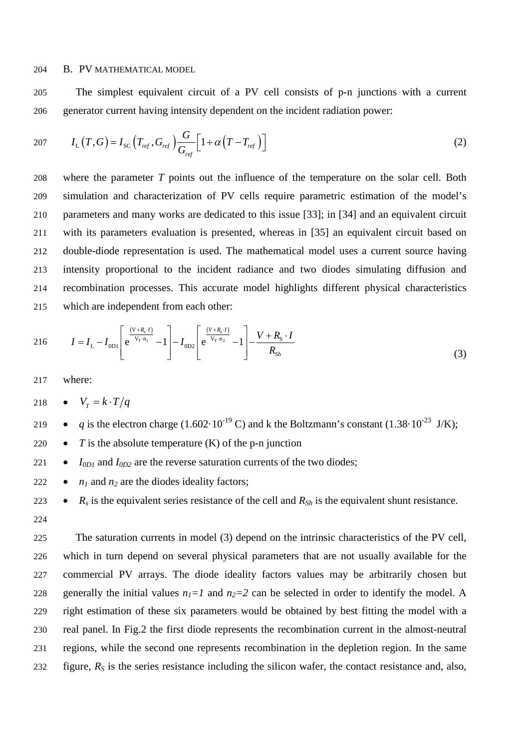### B. PV MATHEMATICAL MODEL

The simplest equivalent circuit of a PV cell consists of p-n junctions with a current generator current having intensity dependent on the incident radiation power:

$$I_{\mathrm{L}}\left(T,G\right)=I_{\mathrm{SC}}\left(T_{ref},G_{ref}\right)\frac{G}{G_{ref}}\left[1+\alpha\left(T-T_{ref}\right)\right] \tag{2}$$

where the parameter $T$ points out the influence of the temperature on the solar cell. Both simulation and characterization of PV cells require parametric estimation of the model's parameters and many works are dedicated to this issue [33]; in [34] and an equivalent circuit with its parameters evaluation is presented, whereas in [35] an equivalent circuit based on double-diode representation is used. The mathematical model uses a current source having intensity proportional to the incident radiance and two diodes simulating diffusion and recombination processes. This accurate model highlights different physical characteristics which are independent from each other:

$$I=I_{\mathrm{L}}-I_{0\mathrm{D}1}\left[\mathrm{e}^{\frac{\left(V+R_{\mathrm{s}}\cdot I\right)}{\mathrm{V_T}\cdot\mathrm{n_1}}}-1\right]-I_{0\mathrm{D}2}\left[\mathrm{e}^{\frac{\left(V+R_{\mathrm{s}}\cdot I\right)}{\mathrm{V_T}\cdot\mathrm{n_2}}}-1\right]-\frac{V+R_{\mathrm{S}}\cdot I}{R_{Sh}} \tag{3}$$

where:

- $V_T = k\cdot T/q$
- $q$ is the electron charge ($1.602\cdot10^{-19}$ C) and k the Boltzmann's constant ($1.38\cdot10^{-23}$ J/K);
- $T$ is the absolute temperature (K) of the p-n junction
- $I_{0D1}$ and $I_{0D2}$ are the reverse saturation currents of the two diodes;
- $n_1$ and $n_2$ are the diodes ideality factors;
- $R_s$ is the equivalent series resistance of the cell and $R_{Sh}$ is the equivalent shunt resistance.

The saturation currents in model (3) depend on the intrinsic characteristics of the PV cell, which in turn depend on several physical parameters that are not usually available for the commercial PV arrays. The diode ideality factors values may be arbitrarily chosen but generally the initial values $n_1=1$ and $n_2=2$ can be selected in order to identify the model. A right estimation of these six parameters would be obtained by best fitting the model with a real panel. In Fig.2 the first diode represents the recombination current in the almost-neutral regions, while the second one represents recombination in the depletion region. In the same figure, $R_S$ is the series resistance including the silicon wafer, the contact resistance and, also,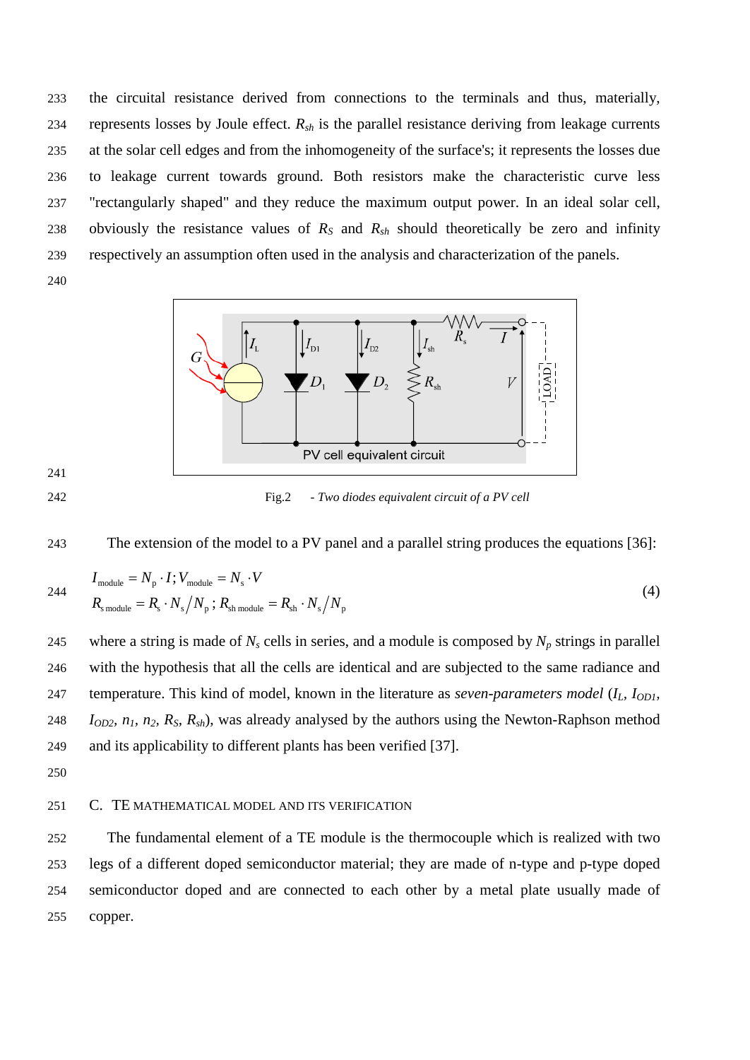the circuital resistance derived from connections to the terminals and thus, materially, represents losses by Joule effect. $R_{sh}$ is the parallel resistance deriving from leakage currents at the solar cell edges and from the inhomogeneity of the surface's; it represents the losses due to leakage current towards ground. Both resistors make the characteristic curve less "rectangularly shaped" and they reduce the maximum output power. In an ideal solar cell, obviously the resistance values of $R_S$ and $R_{sh}$ should theoretically be zero and infinity respectively an assumption often used in the analysis and characterization of the panels.

Fig.2 - *Two diodes equivalent circuit of a PV cell*

The extension of the model to a PV panel and a parallel string produces the equations [36]:

$$I_{\text{module}} = N_{\text{p}} \cdot I ; V_{\text{module}} = N_{\text{s}} \cdot V$$
$$R_{\text{s module}} = R_{\text{s}} \cdot N_{\text{s}} / N_{\text{p}} ; R_{\text{sh module}} = R_{\text{sh}} \cdot N_{\text{s}} / N_{\text{p}} \tag{4}$$

where a string is made of $N_s$ cells in series, and a module is composed by $N_p$ strings in parallel with the hypothesis that all the cells are identical and are subjected to the same radiance and temperature. This kind of model, known in the literature as *seven-parameters model* ($I_L$, $I_{OD1}$, $I_{OD2}$, $n_1$, $n_2$, $R_S$, $R_{sh}$), was already analysed by the authors using the Newton-Raphson method and its applicability to different plants has been verified [37].

## C. TE MATHEMATICAL MODEL AND ITS VERIFICATION

The fundamental element of a TE module is the thermocouple which is realized with two legs of a different doped semiconductor material; they are made of n-type and p-type doped semiconductor doped and are connected to each other by a metal plate usually made of copper.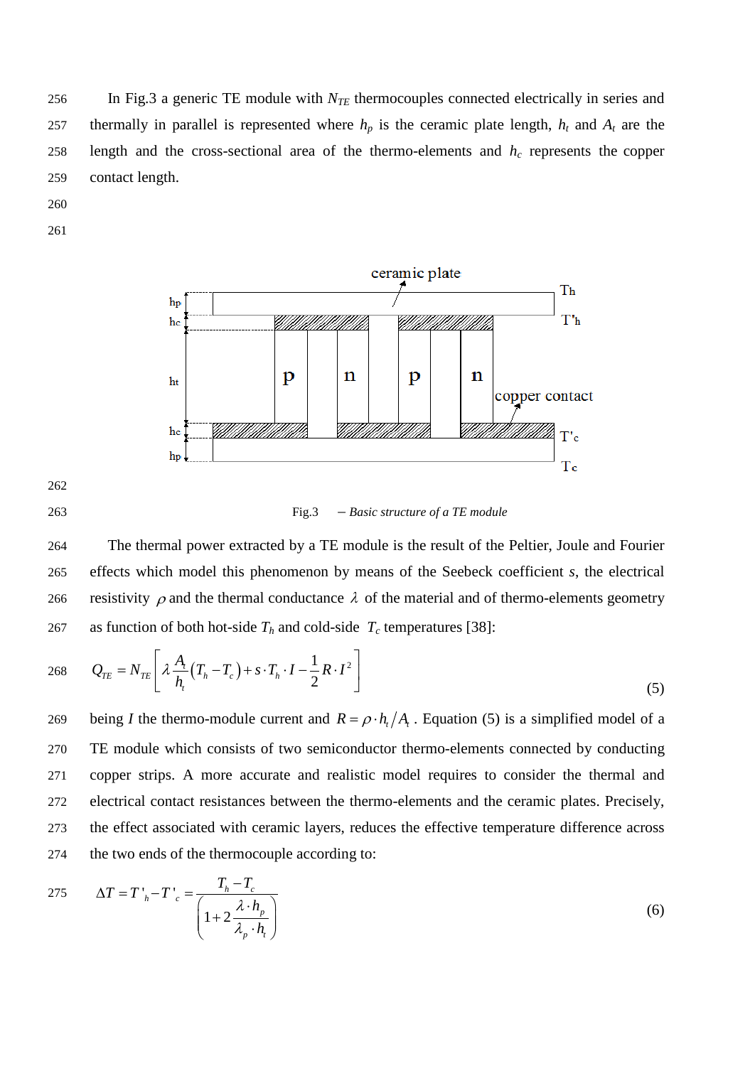In Fig.3 a generic TE module with $N_{TE}$ thermocouples connected electrically in series and thermally in parallel is represented where $h_p$ is the ceramic plate length, $h_t$ and $A_t$ are the length and the cross-sectional area of the thermo-elements and $h_c$ represents the copper contact length.

Fig.3 – *Basic structure of a TE module*

The thermal power extracted by a TE module is the result of the Peltier, Joule and Fourier effects which model this phenomenon by means of the Seebeck coefficient *s*, the electrical resistivity $\rho$ and the thermal conductance $\lambda$ of the material and of thermo-elements geometry as function of both hot-side $T_h$ and cold-side $T_c$ temperatures [38]:

$$Q_{TE} = N_{TE}\left[\lambda \frac{A_t}{h_t}\left(T_h - T_c\right) + s \cdot T_h \cdot I - \frac{1}{2} R \cdot I^2\right] \tag{5}$$

being $I$ the thermo-module current and $R = \rho \cdot h_t / A_t$. Equation (5) is a simplified model of a TE module which consists of two semiconductor thermo-elements connected by conducting copper strips. A more accurate and realistic model requires to consider the thermal and electrical contact resistances between the thermo-elements and the ceramic plates. Precisely, the effect associated with ceramic layers, reduces the effective temperature difference across the two ends of the thermocouple according to:

$$\Delta T = T'_h - T'_c = \frac{T_h - T_c}{\left(1 + 2\dfrac{\lambda \cdot h_p}{\lambda_p \cdot h_t}\right)} \tag{6}$$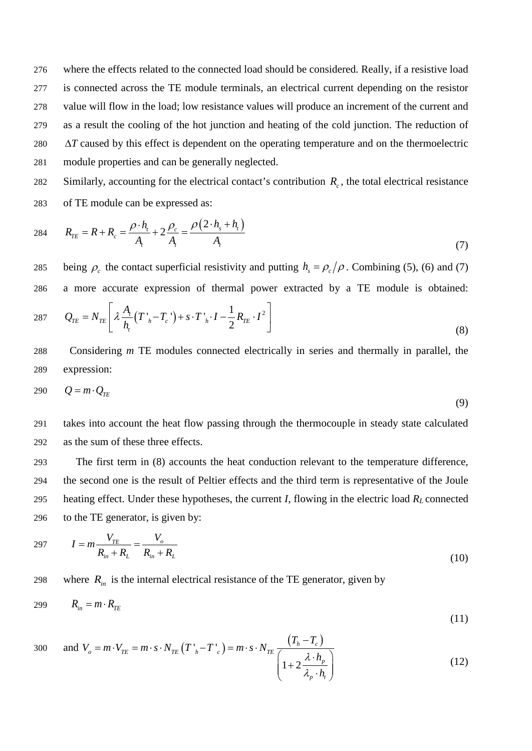where the effects related to the connected load should be considered. Really, if a resistive load is connected across the TE module terminals, an electrical current depending on the resistor value will flow in the load; low resistance values will produce an increment of the current and as a result the cooling of the hot junction and heating of the cold junction. The reduction of $\Delta T$ caused by this effect is dependent on the operating temperature and on the thermoelectric module properties and can be generally neglected.

Similarly, accounting for the electrical contact's contribution $R_c$, the total electrical resistance of TE module can be expressed as:

$$R_{TE} = R + R_c = \frac{\rho \cdot h_t}{A_t} + 2\frac{\rho_c}{A_t} = \frac{\rho\left(2 \cdot h_s + h_t\right)}{A_t} \tag{7}$$

being $\rho_c$ the contact superficial resistivity and putting $h_s = \rho_c / \rho$. Combining (5), (6) and (7) a more accurate expression of thermal power extracted by a TE module is obtained:

$$Q_{TE} = N_{TE}\left[\lambda \frac{A_t}{h_t}\left(T'_h - T'_c\right) + s \cdot T'_h \cdot I - \frac{1}{2} R_{TE} \cdot I^2\right] \tag{8}$$

Considering *m* TE modules connected electrically in series and thermally in parallel, the expression:

$$Q = m \cdot Q_{TE} \tag{9}$$

takes into account the heat flow passing through the thermocouple in steady state calculated as the sum of these three effects.

The first term in (8) accounts the heat conduction relevant to the temperature difference, the second one is the result of Peltier effects and the third term is representative of the Joule heating effect. Under these hypotheses, the current $I$, flowing in the electric load $R_L$ connected to the TE generator, is given by:

$$I = m\frac{V_{TE}}{R_{in} + R_L} = \frac{V_o}{R_{in} + R_L} \tag{10}$$

where $R_{in}$ is the internal electrical resistance of the TE generator, given by

$$R_{in} = m \cdot R_{TE} \tag{11}$$

and $V_o = m \cdot V_{TE} = m \cdot s \cdot N_{TE}\left(T'_h - T'_c\right) = m \cdot s \cdot N_{TE} \dfrac{\left(T_h - T_c\right)}{\left(1 + 2\dfrac{\lambda \cdot h_p}{\lambda_p \cdot h_t}\right)}$ (12)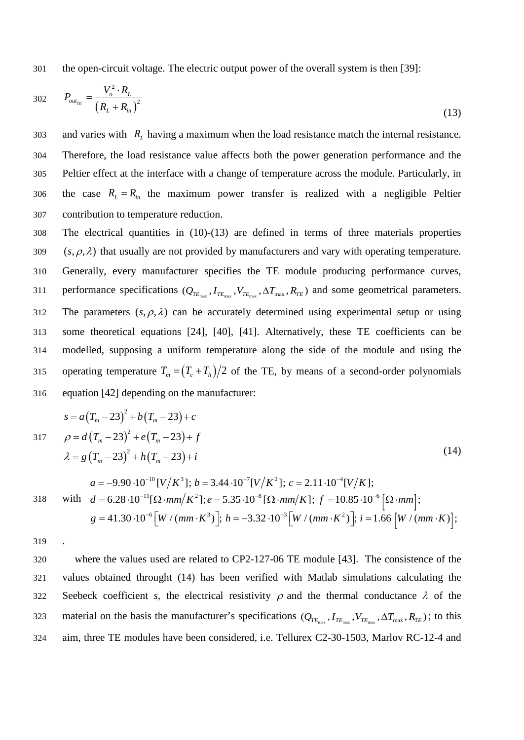the open-circuit voltage. The electric output power of the overall system is then [39]:

$$P_{out_{TE}} = \frac{V_o^2 \cdot R_L}{\left(R_L + R_{in}\right)^2} \tag{13}$$

and varies with $R_L$ having a maximum when the load resistance match the internal resistance. Therefore, the load resistance value affects both the power generation performance and the Peltier effect at the interface with a change of temperature across the module. Particularly, in the case $R_L = R_{in}$ the maximum power transfer is realized with a negligible Peltier contribution to temperature reduction.

The electrical quantities in (10)-(13) are defined in terms of three materials properties $(s, \rho, \lambda)$ that usually are not provided by manufacturers and vary with operating temperature. Generally, every manufacturer specifies the TE module producing performance curves, performance specifications $(Q_{TE_{max}}, I_{TE_{max}}, V_{TE_{max}}, \Delta T_{max}, R_{TE})$ and some geometrical parameters. The parameters $(s, \rho, \lambda)$ can be accurately determined using experimental setup or using some theoretical equations [24], [40], [41]. Alternatively, these TE coefficients can be modelled, supposing a uniform temperature along the side of the module and using the operating temperature $T_m = \left(T_c + T_h\right)/2$ of the TE, by means of a second-order polynomials equation [42] depending on the manufacturer:

$$\begin{aligned} s &= a\left(T_m - 23\right)^2 + b\left(T_m - 23\right) + c \\ \rho &= d\left(T_m - 23\right)^2 + e\left(T_m - 23\right) + f \\ \lambda &= g\left(T_m - 23\right)^2 + h\left(T_m - 23\right) + i \end{aligned} \tag{14}$$

with
$$\begin{aligned} &a = -9.90 \cdot 10^{-10}[V/K^3];\ b = 3.44 \cdot 10^{-7}[V/K^2];\ c = 2.11 \cdot 10^{-4}[V/K]; \\ &d = 6.28 \cdot 10^{-11}[\Omega \cdot mm/K^2];\ e = 5.35 \cdot 10^{-8}[\Omega \cdot mm/K];\ f = 10.85 \cdot 10^{-6}\left[\Omega \cdot mm\right]; \\ &g = 41.30 \cdot 10^{-6}\left[W/(mm \cdot K^3)\right];\ h = -3.32 \cdot 10^{-3}\left[W/(mm \cdot K^2)\right];\ i = 1.66\left[W/(mm \cdot K)\right]; \end{aligned}$$

.

where the values used are related to CP2-127-06 TE module [43]. The consistence of the values obtained throught (14) has been verified with Matlab simulations calculating the Seebeck coefficient *s*, the electrical resistivity $\rho$ and the thermal conductance $\lambda$ of the material on the basis the manufacturer's specifications $(Q_{TE_{max}}, I_{TE_{max}}, V_{TE_{max}}, \Delta T_{max}, R_{TE})$; to this aim, three TE modules have been considered, i.e. Tellurex C2-30-1503, Marlov RC-12-4 and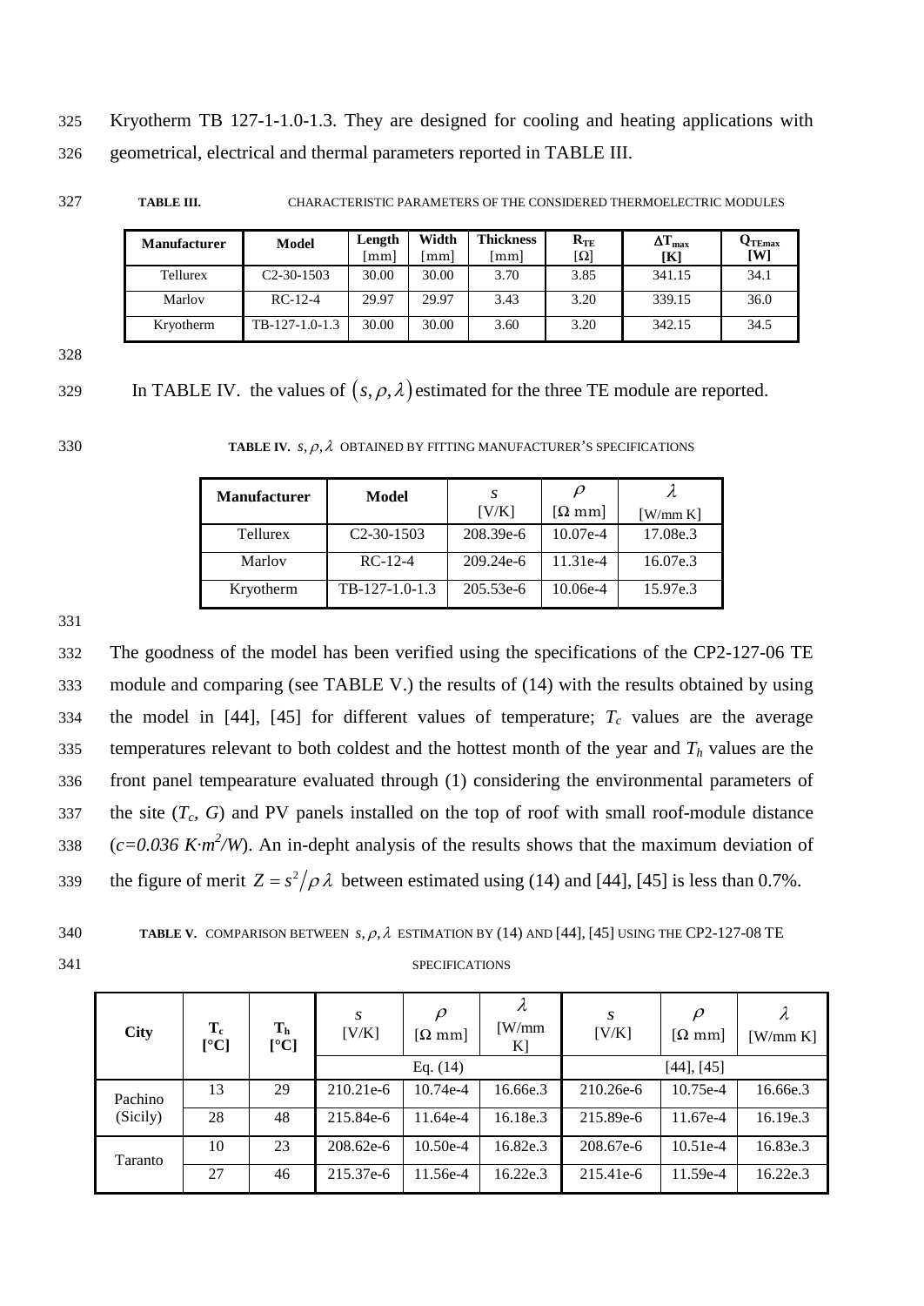Kryotherm TB 127-1-1.0-1.3. They are designed for cooling and heating applications with geometrical, electrical and thermal parameters reported in TABLE III.

**TABLE III.** CHARACTERISTIC PARAMETERS OF THE CONSIDERED THERMOELECTRIC MODULES

| Manufacturer | Model | Length [mm] | Width [mm] | Thickness [mm] | $R_{TE}$ [Ω] | $\Delta T_{max}$ [K] | $Q_{TEmax}$ [W] |
|---|---|---|---|---|---|---|---|
| Tellurex | C2-30-1503 | 30.00 | 30.00 | 3.70 | 3.85 | 341.15 | 34.1 |
| Marlov | RC-12-4 | 29.97 | 29.97 | 3.43 | 3.20 | 339.15 | 36.0 |
| Kryotherm | TB-127-1.0-1.3 | 30.00 | 30.00 | 3.60 | 3.20 | 342.15 | 34.5 |

In TABLE IV. the values of $(s,\rho,\lambda)$ estimated for the three TE module are reported.

**TABLE IV.** $s,\rho,\lambda$ OBTAINED BY FITTING MANUFACTURER'S SPECIFICATIONS

| Manufacturer | Model | $s$ [V/K] | $\rho$ [Ω mm] | $\lambda$ [W/mm K] |
|---|---|---|---|---|
| Tellurex | C2-30-1503 | 208.39e-6 | 10.07e-4 | 17.08e.3 |
| Marlov | RC-12-4 | 209.24e-6 | 11.31e-4 | 16.07e.3 |
| Kryotherm | TB-127-1.0-1.3 | 205.53e-6 | 10.06e-4 | 15.97e.3 |

The goodness of the model has been verified using the specifications of the CP2-127-06 TE module and comparing (see TABLE V.) the results of (14) with the results obtained by using the model in [44], [45] for different values of temperature; $T_c$ values are the average temperatures relevant to both coldest and the hottest month of the year and $T_h$ values are the front panel tempearature evaluated through (1) considering the environmental parameters of the site ($T_c$, $G$) and PV panels installed on the top of roof with small roof-module distance ($c=0.036\ K{\cdot}m^2/W$). An in-depht analysis of the results shows that the maximum deviation of the figure of merit $Z = s^2/\rho\,\lambda$ between estimated using (14) and [44], [45] is less than 0.7%.

**TABLE V.** COMPARISON BETWEEN $s,\rho,\lambda$ ESTIMATION BY (14) AND [44], [45] USING THE CP2-127-08 TE SPECIFICATIONS

| City | $T_c$ [°C] | $T_h$ [°C] | $s$ [V/K] | $\rho$ [Ω mm] | $\lambda$ [W/mm K] | $s$ [V/K] | $\rho$ [Ω mm] | $\lambda$ [W/mm K] |
|---|---|---|---|---|---|---|---|---|
| | | | Eq. (14) | | | [44], [45] | | |
| Pachino (Sicily) | 13 | 29 | 210.21e-6 | 10.74e-4 | 16.66e.3 | 210.26e-6 | 10.75e-4 | 16.66e.3 |
| | 28 | 48 | 215.84e-6 | 11.64e-4 | 16.18e.3 | 215.89e-6 | 11.67e-4 | 16.19e.3 |
| Taranto | 10 | 23 | 208.62e-6 | 10.50e-4 | 16.82e.3 | 208.67e-6 | 10.51e-4 | 16.83e.3 |
| | 27 | 46 | 215.37e-6 | 11.56e-4 | 16.22e.3 | 215.41e-6 | 11.59e-4 | 16.22e.3 |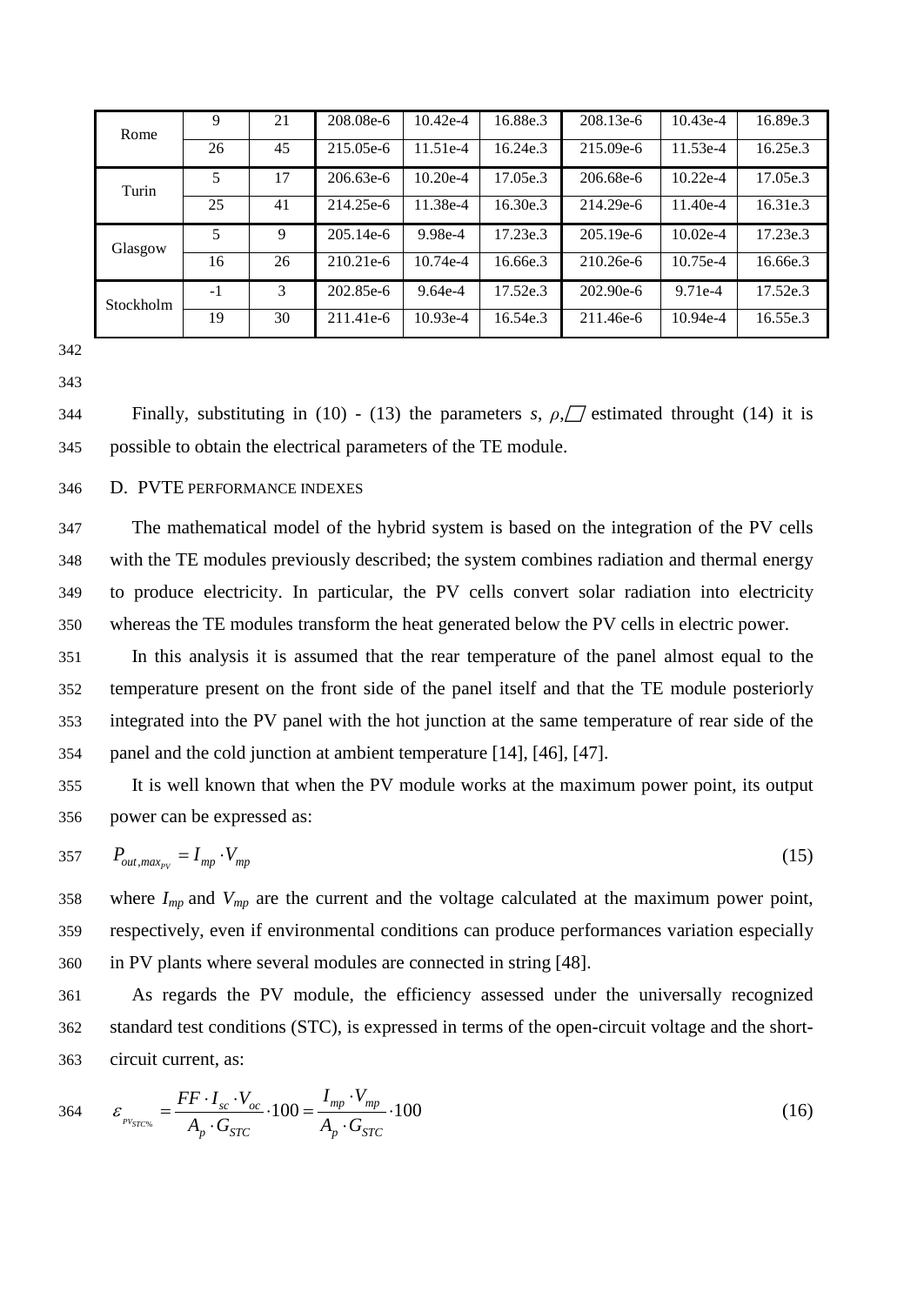| Rome | 9 | 21 | 208.08e-6 | 10.42e-4 | 16.88e.3 | 208.13e-6 | 10.43e-4 | 16.89e.3 |
|---|---|---|---|---|---|---|---|---|
| | 26 | 45 | 215.05e-6 | 11.51e-4 | 16.24e.3 | 215.09e-6 | 11.53e-4 | 16.25e.3 |
| Turin | 5 | 17 | 206.63e-6 | 10.20e-4 | 17.05e.3 | 206.68e-6 | 10.22e-4 | 17.05e.3 |
| | 25 | 41 | 214.25e-6 | 11.38e-4 | 16.30e.3 | 214.29e-6 | 11.40e-4 | 16.31e.3 |
| Glasgow | 5 | 9 | 205.14e-6 | 9.98e-4 | 17.23e.3 | 205.19e-6 | 10.02e-4 | 17.23e.3 |
| | 16 | 26 | 210.21e-6 | 10.74e-4 | 16.66e.3 | 210.26e-6 | 10.75e-4 | 16.66e.3 |
| Stockholm | -1 | 3 | 202.85e-6 | 9.64e-4 | 17.52e.3 | 202.90e-6 | 9.71e-4 | 17.52e.3 |
| | 19 | 30 | 211.41e-6 | 10.93e-4 | 16.54e.3 | 211.46e-6 | 10.94e-4 | 16.55e.3 |

Finally, substituting in (10) - (13) the parameters $s$, $\rho$, □ estimated throught (14) it is possible to obtain the electrical parameters of the TE module.

## D. PVTE PERFORMANCE INDEXES

The mathematical model of the hybrid system is based on the integration of the PV cells with the TE modules previously described; the system combines radiation and thermal energy to produce electricity. In particular, the PV cells convert solar radiation into electricity whereas the TE modules transform the heat generated below the PV cells in electric power.

In this analysis it is assumed that the rear temperature of the panel almost equal to the temperature present on the front side of the panel itself and that the TE module posteriorly integrated into the PV panel with the hot junction at the same temperature of rear side of the panel and the cold junction at ambient temperature [14], [46], [47].

It is well known that when the PV module works at the maximum power point, its output power can be expressed as:

$$P_{out,max_{PV}} = I_{mp} \cdot V_{mp} \tag{15}$$

where $I_{mp}$ and $V_{mp}$ are the current and the voltage calculated at the maximum power point, respectively, even if environmental conditions can produce performances variation especially in PV plants where several modules are connected in string [48].

As regards the PV module, the efficiency assessed under the universally recognized standard test conditions (STC), is expressed in terms of the open-circuit voltage and the short-circuit current, as:

$$\varepsilon_{PV_{STC\%}} = \frac{FF \cdot I_{sc} \cdot V_{oc}}{A_p \cdot G_{STC}} \cdot 100 = \frac{I_{mp} \cdot V_{mp}}{A_p \cdot G_{STC}} \cdot 100 \tag{16}$$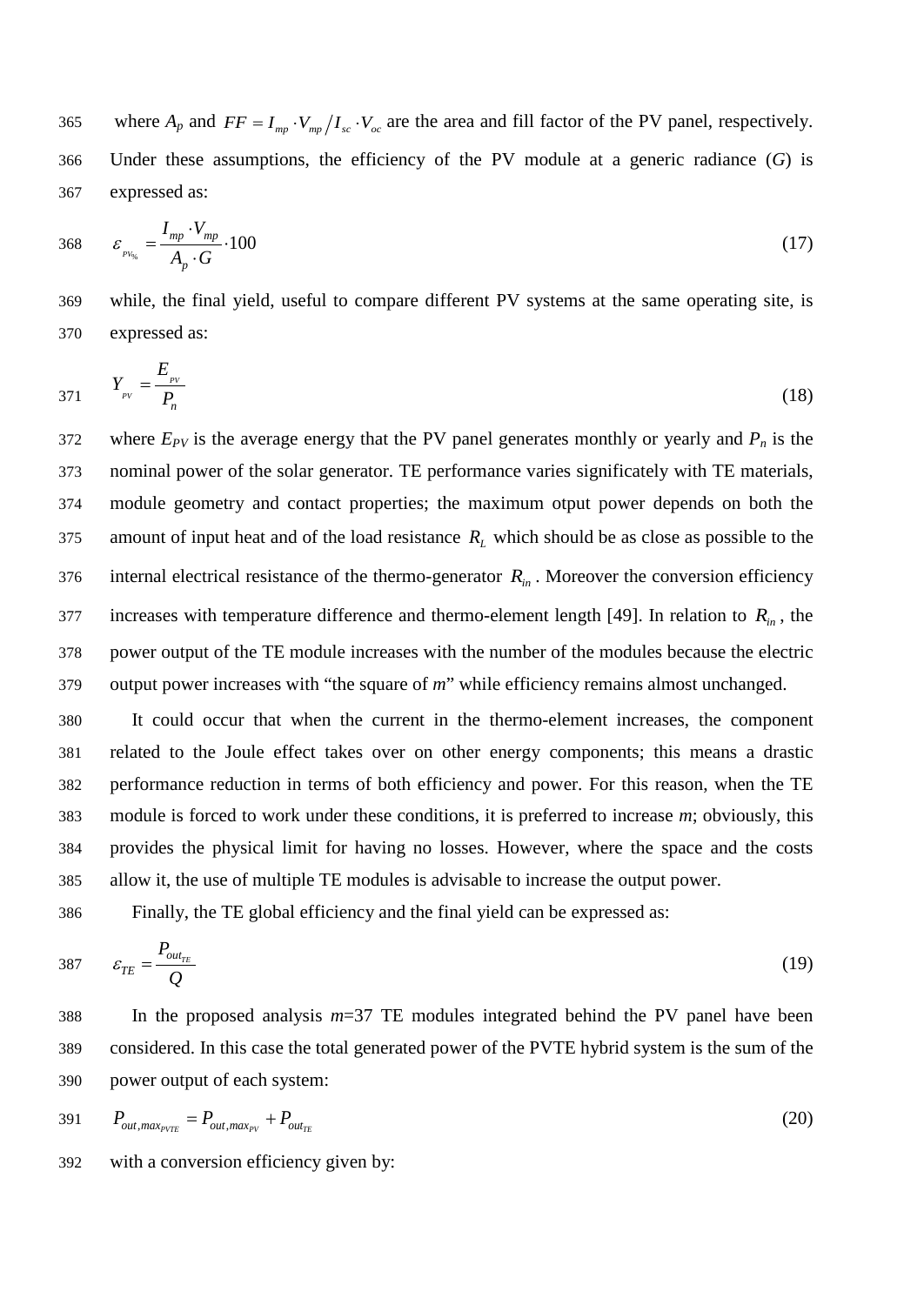where $A_p$ and $FF = I_{mp} \cdot V_{mp} / I_{sc} \cdot V_{oc}$ are the area and fill factor of the PV panel, respectively. Under these assumptions, the efficiency of the PV module at a generic radiance ($G$) is expressed as:

$$\varepsilon_{PV_{\%}} = \frac{I_{mp} \cdot V_{mp}}{A_p \cdot G} \cdot 100 \tag{17}$$

while, the final yield, useful to compare different PV systems at the same operating site, is expressed as:

$$Y_{PV} = \frac{E_{PV}}{P_n} \tag{18}$$

where $E_{PV}$ is the average energy that the PV panel generates monthly or yearly and $P_n$ is the nominal power of the solar generator. TE performance varies significately with TE materials, module geometry and contact properties; the maximum otput power depends on both the amount of input heat and of the load resistance $R_L$ which should be as close as possible to the internal electrical resistance of the thermo-generator $R_{in}$. Moreover the conversion efficiency increases with temperature difference and thermo-element length [49]. In relation to $R_{in}$, the power output of the TE module increases with the number of the modules because the electric output power increases with "the square of $m$" while efficiency remains almost unchanged.

It could occur that when the current in the thermo-element increases, the component related to the Joule effect takes over on other energy components; this means a drastic performance reduction in terms of both efficiency and power. For this reason, when the TE module is forced to work under these conditions, it is preferred to increase $m$; obviously, this provides the physical limit for having no losses. However, where the space and the costs allow it, the use of multiple TE modules is advisable to increase the output power.

Finally, the TE global efficiency and the final yield can be expressed as:

$$\varepsilon_{TE} = \frac{P_{out_{TE}}}{Q} \tag{19}$$

In the proposed analysis $m$=37 TE modules integrated behind the PV panel have been considered. In this case the total generated power of the PVTE hybrid system is the sum of the power output of each system:

$$P_{out,max_{PVTE}} = P_{out,max_{PV}} + P_{out_{TE}} \tag{20}$$

with a conversion efficiency given by: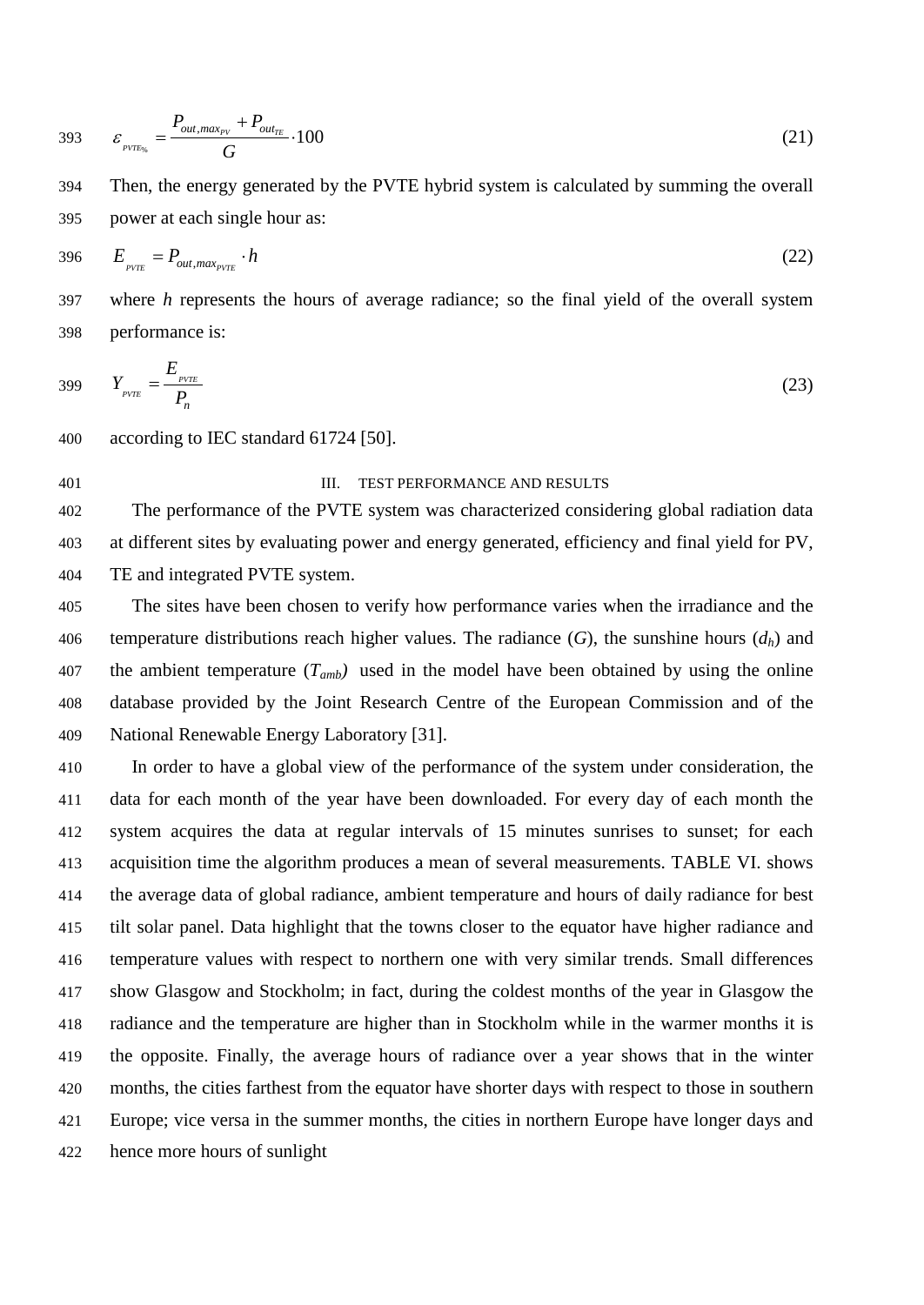$$\varepsilon_{PVTE_{\%}} = \frac{P_{out,max_{PV}} + P_{out_{TE}}}{G} \cdot 100 \tag{21}$$

Then, the energy generated by the PVTE hybrid system is calculated by summing the overall power at each single hour as:

$$E_{PVTE} = P_{out,max_{PVTE}} \cdot h \tag{22}$$

where *h* represents the hours of average radiance; so the final yield of the overall system performance is:

$$Y_{PVTE} = \frac{E_{PVTE}}{P_n} \tag{23}$$

according to IEC standard 61724 [50].

## III. TEST PERFORMANCE AND RESULTS

The performance of the PVTE system was characterized considering global radiation data at different sites by evaluating power and energy generated, efficiency and final yield for PV, TE and integrated PVTE system.

The sites have been chosen to verify how performance varies when the irradiance and the temperature distributions reach higher values. The radiance ($G$), the sunshine hours ($d_h$) and the ambient temperature ($T_{amb}$) used in the model have been obtained by using the online database provided by the Joint Research Centre of the European Commission and of the National Renewable Energy Laboratory [31].

In order to have a global view of the performance of the system under consideration, the data for each month of the year have been downloaded. For every day of each month the system acquires the data at regular intervals of 15 minutes sunrises to sunset; for each acquisition time the algorithm produces a mean of several measurements. TABLE VI. shows the average data of global radiance, ambient temperature and hours of daily radiance for best tilt solar panel. Data highlight that the towns closer to the equator have higher radiance and temperature values with respect to northern one with very similar trends. Small differences show Glasgow and Stockholm; in fact, during the coldest months of the year in Glasgow the radiance and the temperature are higher than in Stockholm while in the warmer months it is the opposite. Finally, the average hours of radiance over a year shows that in the winter months, the cities farthest from the equator have shorter days with respect to those in southern Europe; vice versa in the summer months, the cities in northern Europe have longer days and hence more hours of sunlight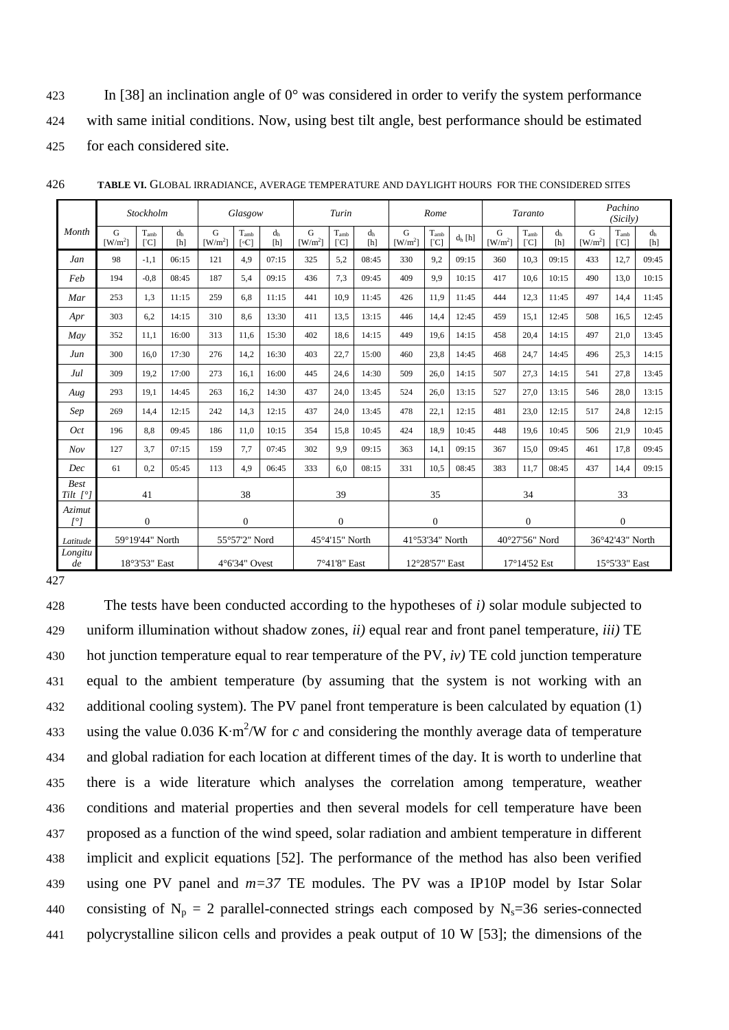In [38] an inclination angle of 0° was considered in order to verify the system performance with same initial conditions. Now, using best tilt angle, best performance should be estimated for each considered site.

**TABLE VI.** GLOBAL IRRADIANCE, AVERAGE TEMPERATURE AND DAYLIGHT HOURS FOR THE CONSIDERED SITES

| *Month* | *Stockholm* | | | *Glasgow* | | | *Turin* | | | *Rome* | | | *Taranto* | | | *Pachino (Sicily)* | | |
|---|---|---|---|---|---|---|---|---|---|---|---|---|---|---|---|---|---|---|
| | G [W/m$^2$] | $T_{amb}$ [°C] | $d_h$ [h] | G [W/m$^2$] | $T_{amb}$ [°C] | $d_h$ [h] | G [W/m$^2$] | $T_{amb}$ [°C] | $d_h$ [h] | G [W/m$^2$] | $T_{amb}$ [°C] | $d_h$ [h] | G [W/m$^2$] | $T_{amb}$ [°C] | $d_h$ [h] | G [W/m$^2$] | $T_{amb}$ [°C] | $d_h$ [h] |
| *Jan* | 98 | -1,1 | 06:15 | 121 | 4,9 | 07:15 | 325 | 5,2 | 08:45 | 330 | 9,2 | 09:15 | 360 | 10,3 | 09:15 | 433 | 12,7 | 09:45 |
| *Feb* | 194 | -0,8 | 08:45 | 187 | 5,4 | 09:15 | 436 | 7,3 | 09:45 | 409 | 9,9 | 10:15 | 417 | 10,6 | 10:15 | 490 | 13,0 | 10:15 |
| *Mar* | 253 | 1,3 | 11:15 | 259 | 6,8 | 11:15 | 441 | 10,9 | 11:45 | 426 | 11,9 | 11:45 | 444 | 12,3 | 11:45 | 497 | 14,4 | 11:45 |
| *Apr* | 303 | 6,2 | 14:15 | 310 | 8,6 | 13:30 | 411 | 13,5 | 13:15 | 446 | 14,4 | 12:45 | 459 | 15,1 | 12:45 | 508 | 16,5 | 12:45 |
| *May* | 352 | 11,1 | 16:00 | 313 | 11,6 | 15:30 | 402 | 18,6 | 14:15 | 449 | 19,6 | 14:15 | 458 | 20,4 | 14:15 | 497 | 21,0 | 13:45 |
| *Jun* | 300 | 16,0 | 17:30 | 276 | 14,2 | 16:30 | 403 | 22,7 | 15:00 | 460 | 23,8 | 14:45 | 468 | 24,7 | 14:45 | 496 | 25,3 | 14:15 |
| *Jul* | 309 | 19,2 | 17:00 | 273 | 16,1 | 16:00 | 445 | 24,6 | 14:30 | 509 | 26,0 | 14:15 | 507 | 27,3 | 14:15 | 541 | 27,8 | 13:45 |
| *Aug* | 293 | 19,1 | 14:45 | 263 | 16,2 | 14:30 | 437 | 24,0 | 13:45 | 524 | 26,0 | 13:15 | 527 | 27,0 | 13:15 | 546 | 28,0 | 13:15 |
| *Sep* | 269 | 14,4 | 12:15 | 242 | 14,3 | 12:15 | 437 | 24,0 | 13:45 | 478 | 22,1 | 12:15 | 481 | 23,0 | 12:15 | 517 | 24,8 | 12:15 |
| *Oct* | 196 | 8,8 | 09:45 | 186 | 11,0 | 10:15 | 354 | 15,8 | 10:45 | 424 | 18,9 | 10:45 | 448 | 19,6 | 10:45 | 506 | 21,9 | 10:45 |
| *Nov* | 127 | 3,7 | 07:15 | 159 | 7,7 | 07:45 | 302 | 9,9 | 09:15 | 363 | 14,1 | 09:15 | 367 | 15,0 | 09:45 | 461 | 17,8 | 09:45 |
| *Dec* | 61 | 0,2 | 05:45 | 113 | 4,9 | 06:45 | 333 | 6,0 | 08:15 | 331 | 10,5 | 08:45 | 383 | 11,7 | 08:45 | 437 | 14,4 | 09:15 |
| *Best Tilt [°]* | 41 | | | 38 | | | 39 | | | 35 | | | 34 | | | 33 | | |
| *Azimut [°]* | 0 | | | 0 | | | 0 | | | 0 | | | 0 | | | 0 | | |
| *Latitude* | 59°19'44" North | | | 55°57'2" Nord | | | 45°4'15" North | | | 41°53'34" North | | | 40°27'56" Nord | | | 36°42'43" North | | |
| *Longitude* | 18°3'53" East | | | 4°6'34" Ovest | | | 7°41'8" East | | | 12°28'57" East | | | 17°14'52 Est | | | 15°5'33" East | | |

The tests have been conducted according to the hypotheses of *i)* solar module subjected to uniform illumination without shadow zones, *ii)* equal rear and front panel temperature, *iii)* TE hot junction temperature equal to rear temperature of the PV, *iv)* TE cold junction temperature equal to the ambient temperature (by assuming that the system is not working with an additional cooling system). The PV panel front temperature is been calculated by equation (1) using the value 0.036 K·m$^2$/W for *c* and considering the monthly average data of temperature and global radiation for each location at different times of the day. It is worth to underline that there is a wide literature which analyses the correlation among temperature, weather conditions and material properties and then several models for cell temperature have been proposed as a function of the wind speed, solar radiation and ambient temperature in different implicit and explicit equations [52]. The performance of the method has also been verified using one PV panel and $m=37$ TE modules. The PV was a IP10P model by Istar Solar consisting of $N_p = 2$ parallel-connected strings each composed by $N_s=36$ series-connected polycrystalline silicon cells and provides a peak output of 10 W [53]; the dimensions of the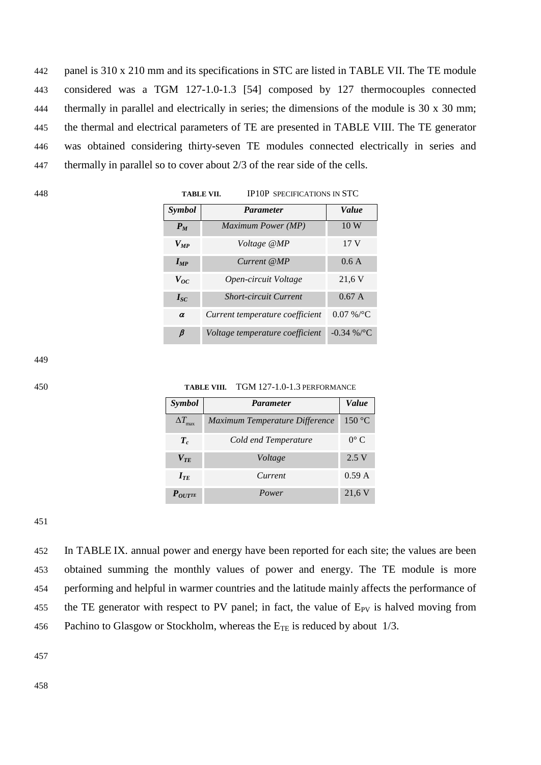panel is 310 x 210 mm and its specifications in STC are listed in TABLE VII. The TE module considered was a TGM 127-1.0-1.3 [54] composed by 127 thermocouples connected thermally in parallel and electrically in series; the dimensions of the module is 30 x 30 mm; the thermal and electrical parameters of TE are presented in TABLE VIII. The TE generator was obtained considering thirty-seven TE modules connected electrically in series and thermally in parallel so to cover about 2/3 of the rear side of the cells.

**TABLE VII.** IP10P SPECIFICATIONS IN STC

| *Symbol* | *Parameter* | *Value* |
|---|---|---|
| $P_M$ | *Maximum Power (MP)* | 10 W |
| $V_{MP}$ | *Voltage @MP* | 17 V |
| $I_{MP}$ | *Current @MP* | 0.6 A |
| $V_{OC}$ | *Open-circuit Voltage* | 21,6 V |
| $I_{SC}$ | *Short-circuit Current* | 0.67 A |
| $\alpha$ | *Current temperature coefficient* | 0.07 %/°C |
| $\beta$ | *Voltage temperature coefficient* | -0.34 %/°C |

**TABLE VIII.** TGM 127-1.0-1.3 PERFORMANCE

| *Symbol* | *Parameter* | *Value* |
|---|---|---|
| $\Delta T_{\max}$ | *Maximum Temperature Difference* | 150 °C |
| $T_c$ | *Cold end Temperature* | 0° C |
| $V_{TE}$ | *Voltage* | 2.5 V |
| $I_{TE}$ | *Current* | 0.59 A |
| $P_{OUTTE}$ | *Power* | 21,6 V |

In TABLE IX. annual power and energy have been reported for each site; the values are been obtained summing the monthly values of power and energy. The TE module is more performing and helpful in warmer countries and the latitude mainly affects the performance of the TE generator with respect to PV panel; in fact, the value of $E_{PV}$ is halved moving from Pachino to Glasgow or Stockholm, whereas the $E_{TE}$ is reduced by about 1/3.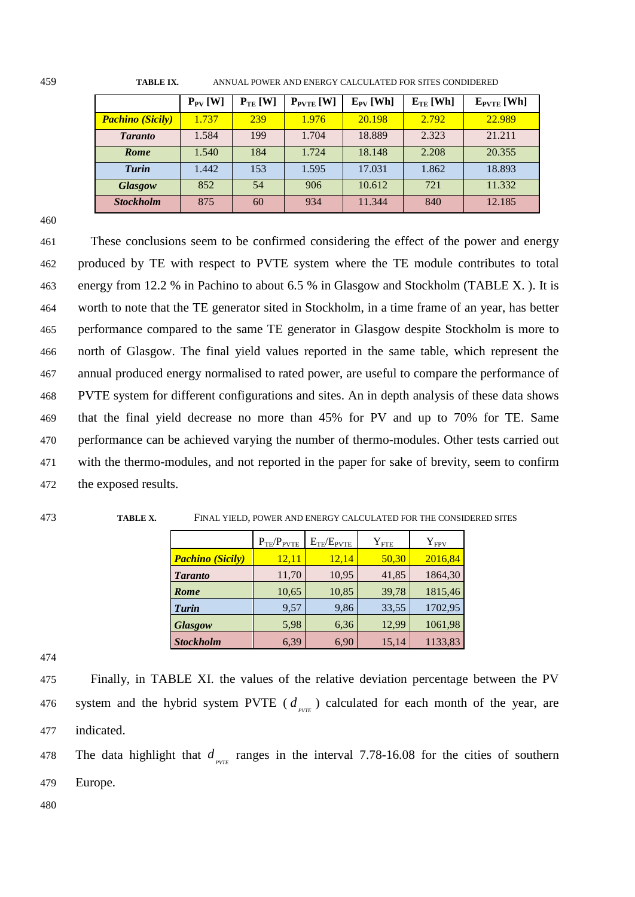TABLE IX. ANNUAL POWER AND ENERGY CALCULATED FOR SITES CONDIDERED

| | $P_{PV}$ [W] | $P_{TE}$ [W] | $P_{PVTE}$ [W] | $E_{PV}$ [Wh] | $E_{TE}$ [Wh] | $E_{PVTE}$ [Wh] |
|---|---|---|---|---|---|---|
| ***Pachino (Sicily)*** | 1.737 | 239 | 1.976 | 20.198 | 2.792 | 22.989 |
| ***Taranto*** | 1.584 | 199 | 1.704 | 18.889 | 2.323 | 21.211 |
| ***Rome*** | 1.540 | 184 | 1.724 | 18.148 | 2.208 | 20.355 |
| ***Turin*** | 1.442 | 153 | 1.595 | 17.031 | 1.862 | 18.893 |
| ***Glasgow*** | 852 | 54 | 906 | 10.612 | 721 | 11.332 |
| ***Stockholm*** | 875 | 60 | 934 | 11.344 | 840 | 12.185 |

These conclusions seem to be confirmed considering the effect of the power and energy produced by TE with respect to PVTE system where the TE module contributes to total energy from 12.2 % in Pachino to about 6.5 % in Glasgow and Stockholm (TABLE X. ). It is worth to note that the TE generator sited in Stockholm, in a time frame of an year, has better performance compared to the same TE generator in Glasgow despite Stockholm is more to north of Glasgow. The final yield values reported in the same table, which represent the annual produced energy normalised to rated power, are useful to compare the performance of PVTE system for different configurations and sites. An in depth analysis of these data shows that the final yield decrease no more than 45% for PV and up to 70% for TE. Same performance can be achieved varying the number of thermo-modules. Other tests carried out with the thermo-modules, and not reported in the paper for sake of brevity, seem to confirm the exposed results.

TABLE X. FINAL YIELD, POWER AND ENERGY CALCULATED FOR THE CONSIDERED SITES

| | $P_{TE}/P_{PVTE}$ | $E_{TE}/E_{PVTE}$ | $Y_{FTE}$ | $Y_{FPV}$ |
|---|---|---|---|---|
| ***Pachino (Sicily)*** | 12,11 | 12,14 | 50,30 | 2016,84 |
| ***Taranto*** | 11,70 | 10,95 | 41,85 | 1864,30 |
| ***Rome*** | 10,65 | 10,85 | 39,78 | 1815,46 |
| ***Turin*** | 9,57 | 9,86 | 33,55 | 1702,95 |
| ***Glasgow*** | 5,98 | 6,36 | 12,99 | 1061,98 |
| ***Stockholm*** | 6,39 | 6,90 | 15,14 | 1133,83 |

Finally, in TABLE XI. the values of the relative deviation percentage between the PV system and the hybrid system PVTE ( $d_{PVTE}$ ) calculated for each month of the year, are indicated.

The data highlight that $d_{PVTE}$ ranges in the interval 7.78-16.08 for the cities of southern Europe.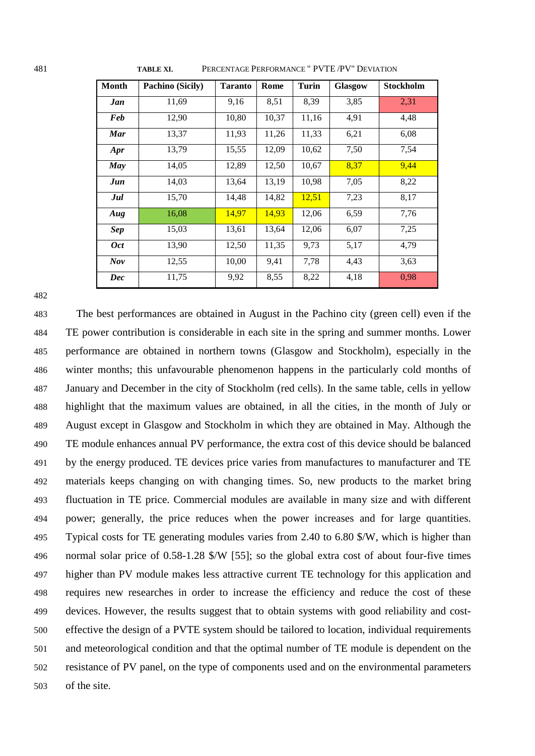TABLE XI. PERCENTAGE PERFORMANCE " PVTE /PV" DEVIATION

| Month | Pachino (Sicily) | Taranto | Rome | Turin | Glasgow | Stockholm |
|---|---|---|---|---|---|---|
| ***Jan*** | 11,69 | 9,16 | 8,51 | 8,39 | 3,85 | 2,31 |
| ***Feb*** | 12,90 | 10,80 | 10,37 | 11,16 | 4,91 | 4,48 |
| ***Mar*** | 13,37 | 11,93 | 11,26 | 11,33 | 6,21 | 6,08 |
| ***Apr*** | 13,79 | 15,55 | 12,09 | 10,62 | 7,50 | 7,54 |
| ***May*** | 14,05 | 12,89 | 12,50 | 10,67 | 8,37 | 9,44 |
| ***Jun*** | 14,03 | 13,64 | 13,19 | 10,98 | 7,05 | 8,22 |
| ***Jul*** | 15,70 | 14,48 | 14,82 | 12,51 | 7,23 | 8,17 |
| ***Aug*** | 16,08 | 14,97 | 14,93 | 12,06 | 6,59 | 7,76 |
| ***Sep*** | 15,03 | 13,61 | 13,64 | 12,06 | 6,07 | 7,25 |
| ***Oct*** | 13,90 | 12,50 | 11,35 | 9,73 | 5,17 | 4,79 |
| ***Nov*** | 12,55 | 10,00 | 9,41 | 7,78 | 4,43 | 3,63 |
| ***Dec*** | 11,75 | 9,92 | 8,55 | 8,22 | 4,18 | 0,98 |

The best performances are obtained in August in the Pachino city (green cell) even if the TE power contribution is considerable in each site in the spring and summer months. Lower performance are obtained in northern towns (Glasgow and Stockholm), especially in the winter months; this unfavourable phenomenon happens in the particularly cold months of January and December in the city of Stockholm (red cells). In the same table, cells in yellow highlight that the maximum values are obtained, in all the cities, in the month of July or August except in Glasgow and Stockholm in which they are obtained in May. Although the TE module enhances annual PV performance, the extra cost of this device should be balanced by the energy produced. TE devices price varies from manufactures to manufacturer and TE materials keeps changing on with changing times. So, new products to the market bring fluctuation in TE price. Commercial modules are available in many size and with different power; generally, the price reduces when the power increases and for large quantities. Typical costs for TE generating modules varies from 2.40 to 6.80 \$/W, which is higher than normal solar price of 0.58-1.28 \$/W [55]; so the global extra cost of about four-five times higher than PV module makes less attractive current TE technology for this application and requires new researches in order to increase the efficiency and reduce the cost of these devices. However, the results suggest that to obtain systems with good reliability and cost-effective the design of a PVTE system should be tailored to location, individual requirements and meteorological condition and that the optimal number of TE module is dependent on the resistance of PV panel, on the type of components used and on the environmental parameters of the site.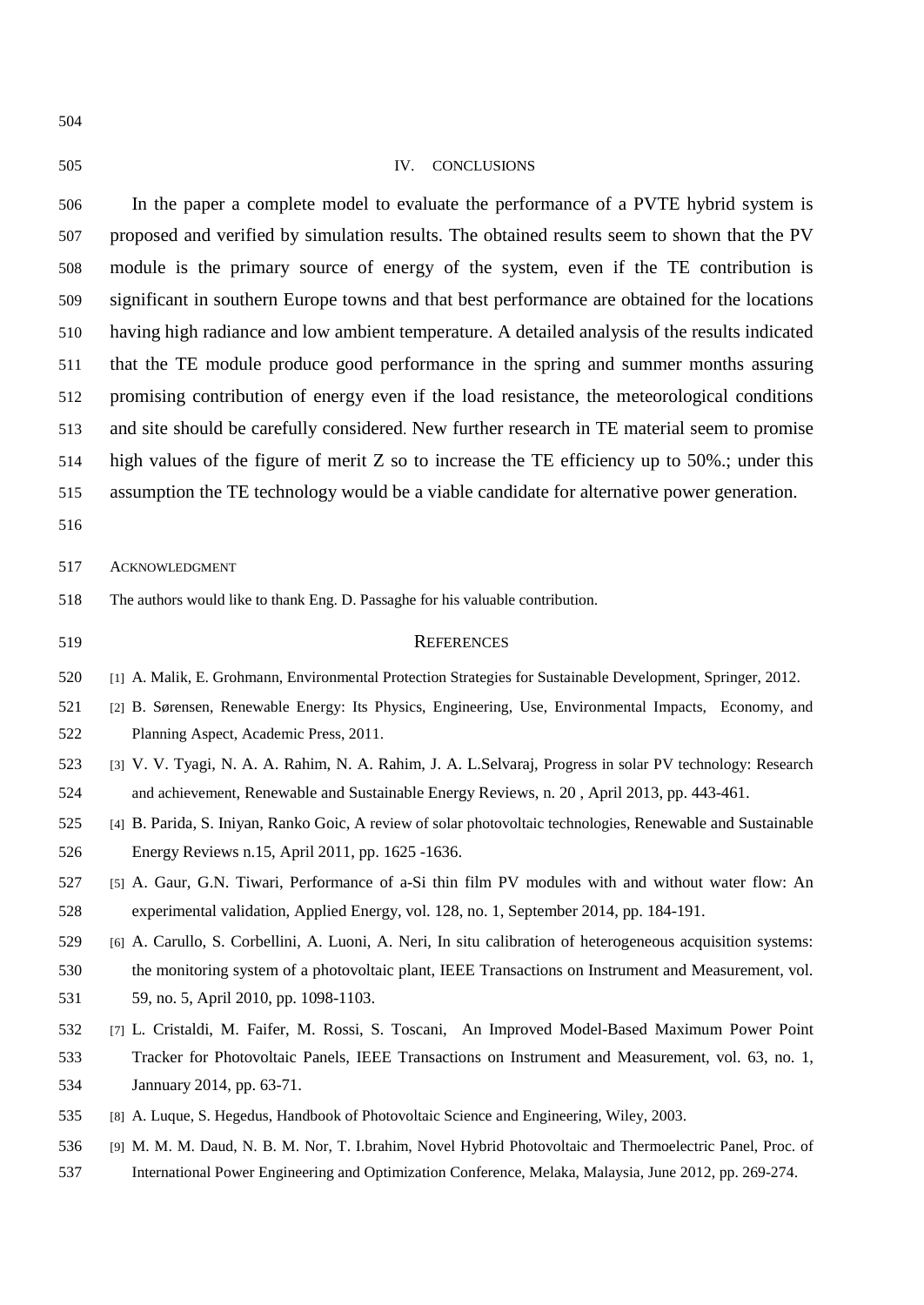## IV. CONCLUSIONS

In the paper a complete model to evaluate the performance of a PVTE hybrid system is proposed and verified by simulation results. The obtained results seem to shown that the PV module is the primary source of energy of the system, even if the TE contribution is significant in southern Europe towns and that best performance are obtained for the locations having high radiance and low ambient temperature. A detailed analysis of the results indicated that the TE module produce good performance in the spring and summer months assuring promising contribution of energy even if the load resistance, the meteorological conditions and site should be carefully considered. New further research in TE material seem to promise high values of the figure of merit Z so to increase the TE efficiency up to 50%.; under this assumption the TE technology would be a viable candidate for alternative power generation.

### ACKNOWLEDGMENT

The authors would like to thank Eng. D. Passaghe for his valuable contribution.

## REFERENCES

[1] A. Malik, E. Grohmann, Environmental Protection Strategies for Sustainable Development, Springer, 2012.

[2] B. Sørensen, Renewable Energy: Its Physics, Engineering, Use, Environmental Impacts, Economy, and Planning Aspect, Academic Press, 2011.

[3] V. V. Tyagi, N. A. A. Rahim, N. A. Rahim, J. A. L.Selvaraj, Progress in solar PV technology: Research and achievement, Renewable and Sustainable Energy Reviews, n. 20 , April 2013, pp. 443-461.

[4] B. Parida, S. Iniyan, Ranko Goic, A review of solar photovoltaic technologies, Renewable and Sustainable Energy Reviews n.15, April 2011, pp. 1625 -1636.

[5] A. Gaur, G.N. Tiwari, Performance of a-Si thin film PV modules with and without water flow: An experimental validation, Applied Energy, vol. 128, no. 1, September 2014, pp. 184-191.

[6] A. Carullo, S. Corbellini, A. Luoni, A. Neri, In situ calibration of heterogeneous acquisition systems: the monitoring system of a photovoltaic plant, IEEE Transactions on Instrument and Measurement, vol. 59, no. 5, April 2010, pp. 1098-1103.

[7] L. Cristaldi, M. Faifer, M. Rossi, S. Toscani, An Improved Model-Based Maximum Power Point Tracker for Photovoltaic Panels, IEEE Transactions on Instrument and Measurement, vol. 63, no. 1, Jannuary 2014, pp. 63-71.

[8] A. Luque, S. Hegedus, Handbook of Photovoltaic Science and Engineering, Wiley, 2003.

[9] M. M. M. Daud, N. B. M. Nor, T. I.brahim, Novel Hybrid Photovoltaic and Thermoelectric Panel, Proc. of International Power Engineering and Optimization Conference, Melaka, Malaysia, June 2012, pp. 269-274.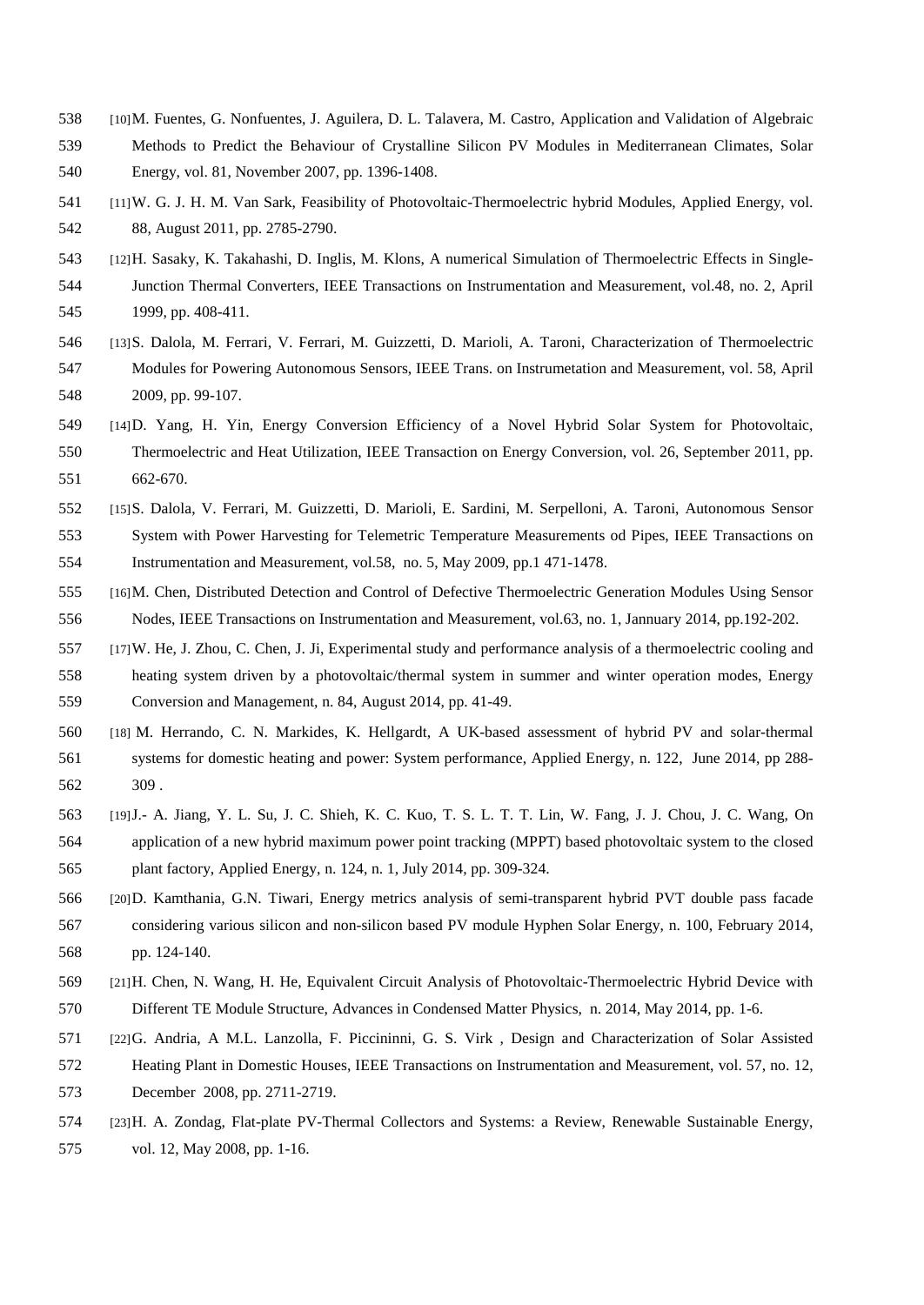[10] M. Fuentes, G. Nonfuentes, J. Aguilera, D. L. Talavera, M. Castro, Application and Validation of Algebraic Methods to Predict the Behaviour of Crystalline Silicon PV Modules in Mediterranean Climates, Solar Energy, vol. 81, November 2007, pp. 1396-1408.

[11] W. G. J. H. M. Van Sark, Feasibility of Photovoltaic-Thermoelectric hybrid Modules, Applied Energy, vol. 88, August 2011, pp. 2785-2790.

[12] H. Sasaky, K. Takahashi, D. Inglis, M. Klons, A numerical Simulation of Thermoelectric Effects in Single-Junction Thermal Converters, IEEE Transactions on Instrumentation and Measurement, vol.48, no. 2, April 1999, pp. 408-411.

[13] S. Dalola, M. Ferrari, V. Ferrari, M. Guizzetti, D. Marioli, A. Taroni, Characterization of Thermoelectric Modules for Powering Autonomous Sensors, IEEE Trans. on Instrumetation and Measurement, vol. 58, April 2009, pp. 99-107.

[14] D. Yang, H. Yin, Energy Conversion Efficiency of a Novel Hybrid Solar System for Photovoltaic, Thermoelectric and Heat Utilization, IEEE Transaction on Energy Conversion, vol. 26, September 2011, pp. 662-670.

[15] S. Dalola, V. Ferrari, M. Guizzetti, D. Marioli, E. Sardini, M. Serpelloni, A. Taroni, Autonomous Sensor System with Power Harvesting for Telemetric Temperature Measurements od Pipes, IEEE Transactions on Instrumentation and Measurement, vol.58, no. 5, May 2009, pp.1 471-1478.

[16] M. Chen, Distributed Detection and Control of Defective Thermoelectric Generation Modules Using Sensor Nodes, IEEE Transactions on Instrumentation and Measurement, vol.63, no. 1, Jannuary 2014, pp.192-202.

[17] W. He, J. Zhou, C. Chen, J. Ji, Experimental study and performance analysis of a thermoelectric cooling and heating system driven by a photovoltaic/thermal system in summer and winter operation modes, Energy Conversion and Management, n. 84, August 2014, pp. 41-49.

[18] M. Herrando, C. N. Markides, K. Hellgardt, A UK-based assessment of hybrid PV and solar-thermal systems for domestic heating and power: System performance, Applied Energy, n. 122, June 2014, pp 288-309 .

[19] J.- A. Jiang, Y. L. Su, J. C. Shieh, K. C. Kuo, T. S. L. T. T. Lin, W. Fang, J. J. Chou, J. C. Wang, On application of a new hybrid maximum power point tracking (MPPT) based photovoltaic system to the closed plant factory, Applied Energy, n. 124, n. 1, July 2014, pp. 309-324.

[20] D. Kamthania, G.N. Tiwari, Energy metrics analysis of semi-transparent hybrid PVT double pass facade considering various silicon and non-silicon based PV module Hyphen Solar Energy, n. 100, February 2014, pp. 124-140.

[21] H. Chen, N. Wang, H. He, Equivalent Circuit Analysis of Photovoltaic-Thermoelectric Hybrid Device with Different TE Module Structure, Advances in Condensed Matter Physics, n. 2014, May 2014, pp. 1-6.

[22] G. Andria, A M.L. Lanzolla, F. Piccininni, G. S. Virk , Design and Characterization of Solar Assisted Heating Plant in Domestic Houses, IEEE Transactions on Instrumentation and Measurement, vol. 57, no. 12, December 2008, pp. 2711-2719.

[23] H. A. Zondag, Flat-plate PV-Thermal Collectors and Systems: a Review, Renewable Sustainable Energy, vol. 12, May 2008, pp. 1-16.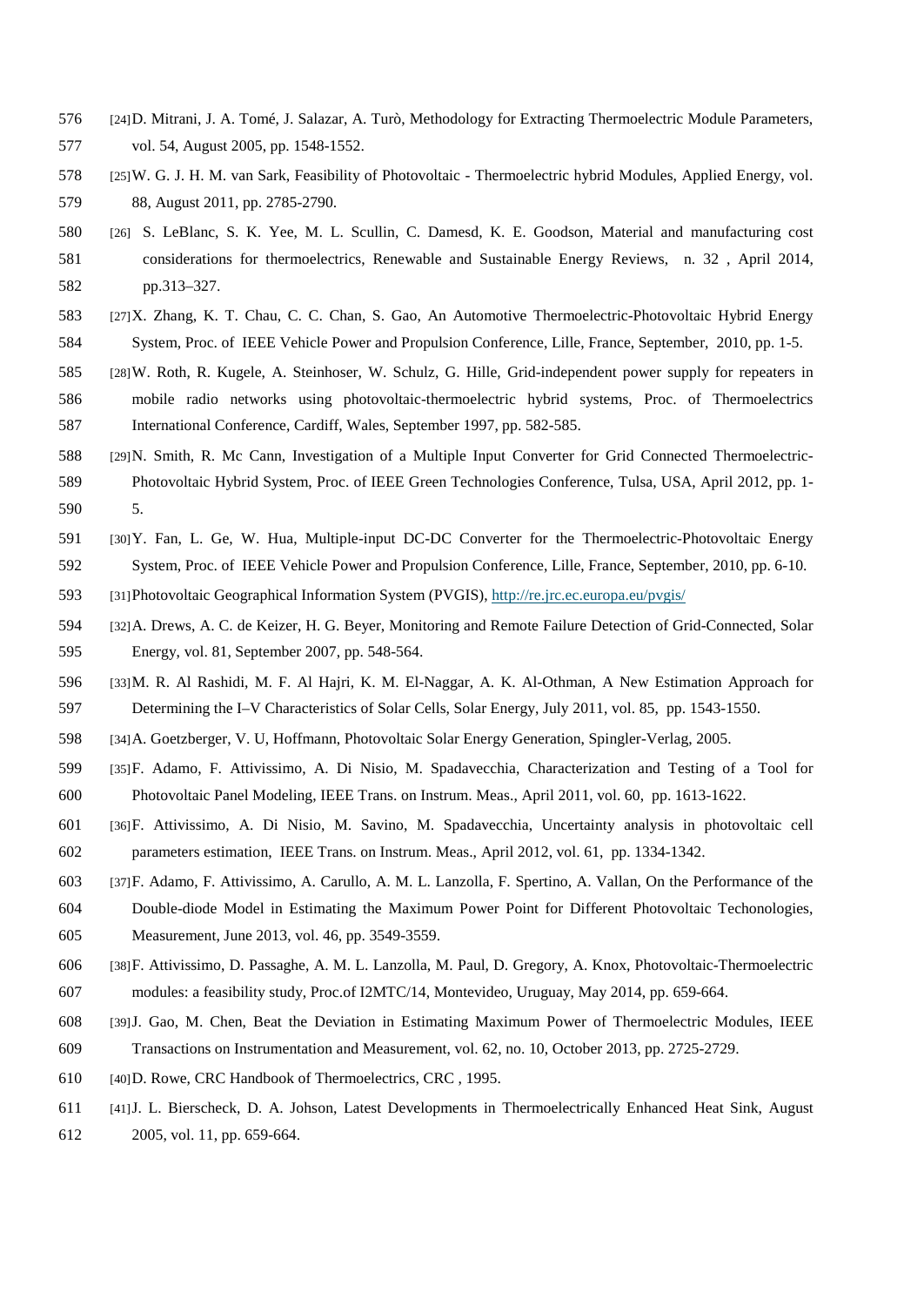[24] D. Mitrani, J. A. Tomé, J. Salazar, A. Turò, Methodology for Extracting Thermoelectric Module Parameters, vol. 54, August 2005, pp. 1548-1552.

[25] W. G. J. H. M. van Sark, Feasibility of Photovoltaic - Thermoelectric hybrid Modules, Applied Energy, vol. 88, August 2011, pp. 2785-2790.

[26] S. LeBlanc, S. K. Yee, M. L. Scullin, C. Damesd, K. E. Goodson, Material and manufacturing cost considerations for thermoelectrics, Renewable and Sustainable Energy Reviews, n. 32 , April 2014, pp.313–327.

[27] X. Zhang, K. T. Chau, C. C. Chan, S. Gao, An Automotive Thermoelectric-Photovoltaic Hybrid Energy System, Proc. of IEEE Vehicle Power and Propulsion Conference, Lille, France, September, 2010, pp. 1-5.

[28] W. Roth, R. Kugele, A. Steinhoser, W. Schulz, G. Hille, Grid-independent power supply for repeaters in mobile radio networks using photovoltaic-thermoelectric hybrid systems, Proc. of Thermoelectrics International Conference, Cardiff, Wales, September 1997, pp. 582-585.

[29] N. Smith, R. Mc Cann, Investigation of a Multiple Input Converter for Grid Connected Thermoelectric-Photovoltaic Hybrid System, Proc. of IEEE Green Technologies Conference, Tulsa, USA, April 2012, pp. 1-5.

[30] Y. Fan, L. Ge, W. Hua, Multiple-input DC-DC Converter for the Thermoelectric-Photovoltaic Energy System, Proc. of IEEE Vehicle Power and Propulsion Conference, Lille, France, September, 2010, pp. 6-10.

[31] Photovoltaic Geographical Information System (PVGIS), http://re.jrc.ec.europa.eu/pvgis/

[32] A. Drews, A. C. de Keizer, H. G. Beyer, Monitoring and Remote Failure Detection of Grid-Connected, Solar Energy, vol. 81, September 2007, pp. 548-564.

[33] M. R. Al Rashidi, M. F. Al Hajri, K. M. El-Naggar, A. K. Al-Othman, A New Estimation Approach for Determining the I–V Characteristics of Solar Cells, Solar Energy, July 2011, vol. 85, pp. 1543-1550.

[34] A. Goetzberger, V. U, Hoffmann, Photovoltaic Solar Energy Generation, Spingler-Verlag, 2005.

[35] F. Adamo, F. Attivissimo, A. Di Nisio, M. Spadavecchia, Characterization and Testing of a Tool for Photovoltaic Panel Modeling, IEEE Trans. on Instrum. Meas., April 2011, vol. 60, pp. 1613-1622.

[36] F. Attivissimo, A. Di Nisio, M. Savino, M. Spadavecchia, Uncertainty analysis in photovoltaic cell parameters estimation, IEEE Trans. on Instrum. Meas., April 2012, vol. 61, pp. 1334-1342.

[37] F. Adamo, F. Attivissimo, A. Carullo, A. M. L. Lanzolla, F. Spertino, A. Vallan, On the Performance of the Double-diode Model in Estimating the Maximum Power Point for Different Photovoltaic Techonologies, Measurement, June 2013, vol. 46, pp. 3549-3559.

[38] F. Attivissimo, D. Passaghe, A. M. L. Lanzolla, M. Paul, D. Gregory, A. Knox, Photovoltaic-Thermoelectric modules: a feasibility study, Proc.of I2MTC/14, Montevideo, Uruguay, May 2014, pp. 659-664.

[39] J. Gao, M. Chen, Beat the Deviation in Estimating Maximum Power of Thermoelectric Modules, IEEE Transactions on Instrumentation and Measurement, vol. 62, no. 10, October 2013, pp. 2725-2729.

[40] D. Rowe, CRC Handbook of Thermoelectrics, CRC , 1995.

[41] J. L. Bierscheck, D. A. Johson, Latest Developments in Thermoelectrically Enhanced Heat Sink, August 2005, vol. 11, pp. 659-664.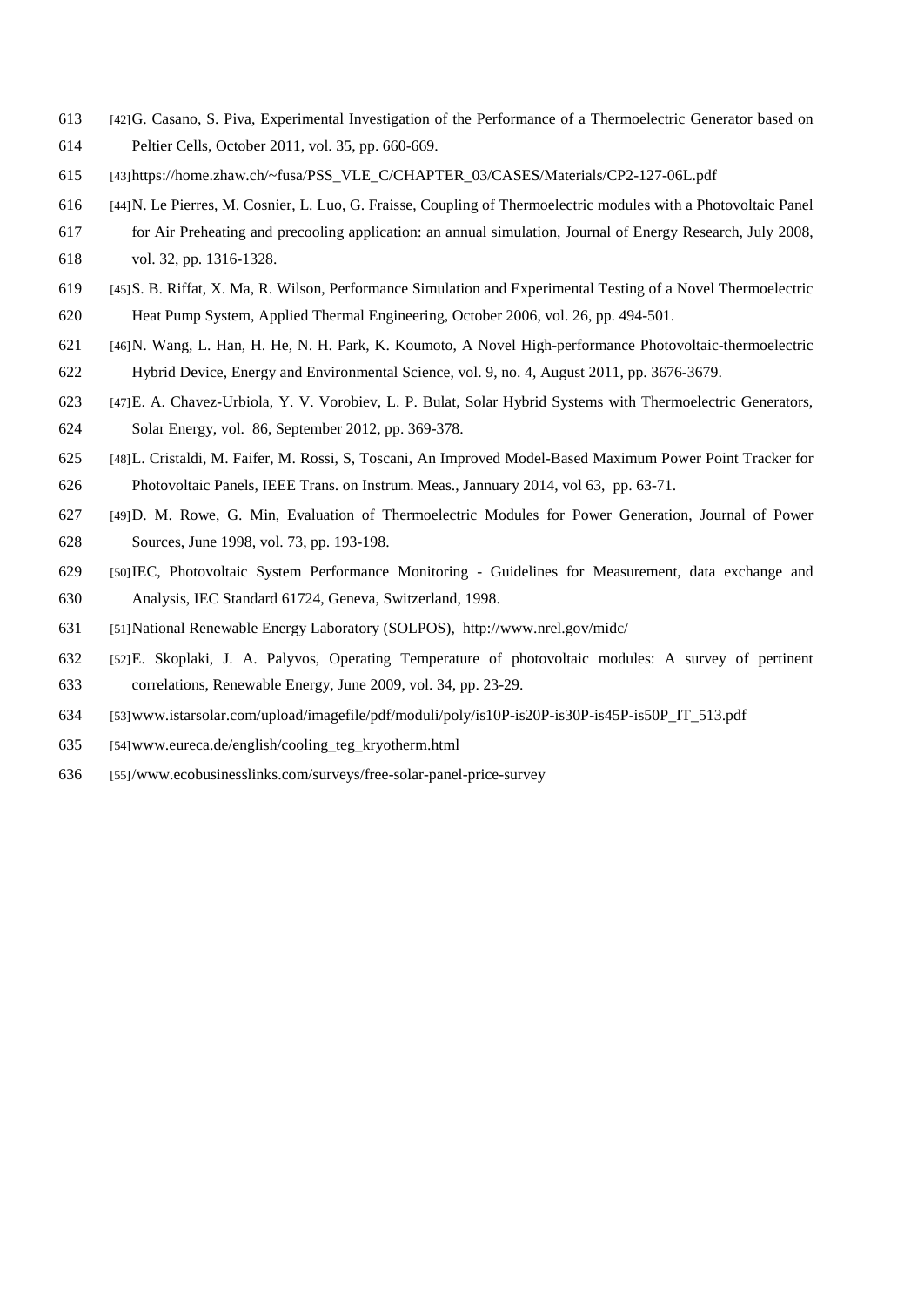[42] G. Casano, S. Piva, Experimental Investigation of the Performance of a Thermoelectric Generator based on Peltier Cells, October 2011, vol. 35, pp. 660-669.

[43] https://home.zhaw.ch/~fusa/PSS_VLE_C/CHAPTER_03/CASES/Materials/CP2-127-06L.pdf

[44] N. Le Pierres, M. Cosnier, L. Luo, G. Fraisse, Coupling of Thermoelectric modules with a Photovoltaic Panel for Air Preheating and precooling application: an annual simulation, Journal of Energy Research, July 2008, vol. 32, pp. 1316-1328.

[45] S. B. Riffat, X. Ma, R. Wilson, Performance Simulation and Experimental Testing of a Novel Thermoelectric Heat Pump System, Applied Thermal Engineering, October 2006, vol. 26, pp. 494-501.

[46] N. Wang, L. Han, H. He, N. H. Park, K. Koumoto, A Novel High-performance Photovoltaic-thermoelectric Hybrid Device, Energy and Environmental Science, vol. 9, no. 4, August 2011, pp. 3676-3679.

[47] E. A. Chavez-Urbiola, Y. V. Vorobiev, L. P. Bulat, Solar Hybrid Systems with Thermoelectric Generators, Solar Energy, vol. 86, September 2012, pp. 369-378.

[48] L. Cristaldi, M. Faifer, M. Rossi, S, Toscani, An Improved Model-Based Maximum Power Point Tracker for Photovoltaic Panels, IEEE Trans. on Instrum. Meas., Jannuary 2014, vol 63, pp. 63-71.

[49] D. M. Rowe, G. Min, Evaluation of Thermoelectric Modules for Power Generation, Journal of Power Sources, June 1998, vol. 73, pp. 193-198.

[50] IEC, Photovoltaic System Performance Monitoring - Guidelines for Measurement, data exchange and Analysis, IEC Standard 61724, Geneva, Switzerland, 1998.

[51] National Renewable Energy Laboratory (SOLPOS), http://www.nrel.gov/midc/

[52] E. Skoplaki, J. A. Palyvos, Operating Temperature of photovoltaic modules: A survey of pertinent correlations, Renewable Energy, June 2009, vol. 34, pp. 23-29.

[53] www.istarsolar.com/upload/imagefile/pdf/moduli/poly/is10P-is20P-is30P-is45P-is50P_IT_513.pdf

[54] www.eureca.de/english/cooling_teg_kryotherm.html

[55] /www.ecobusinesslinks.com/surveys/free-solar-panel-price-survey